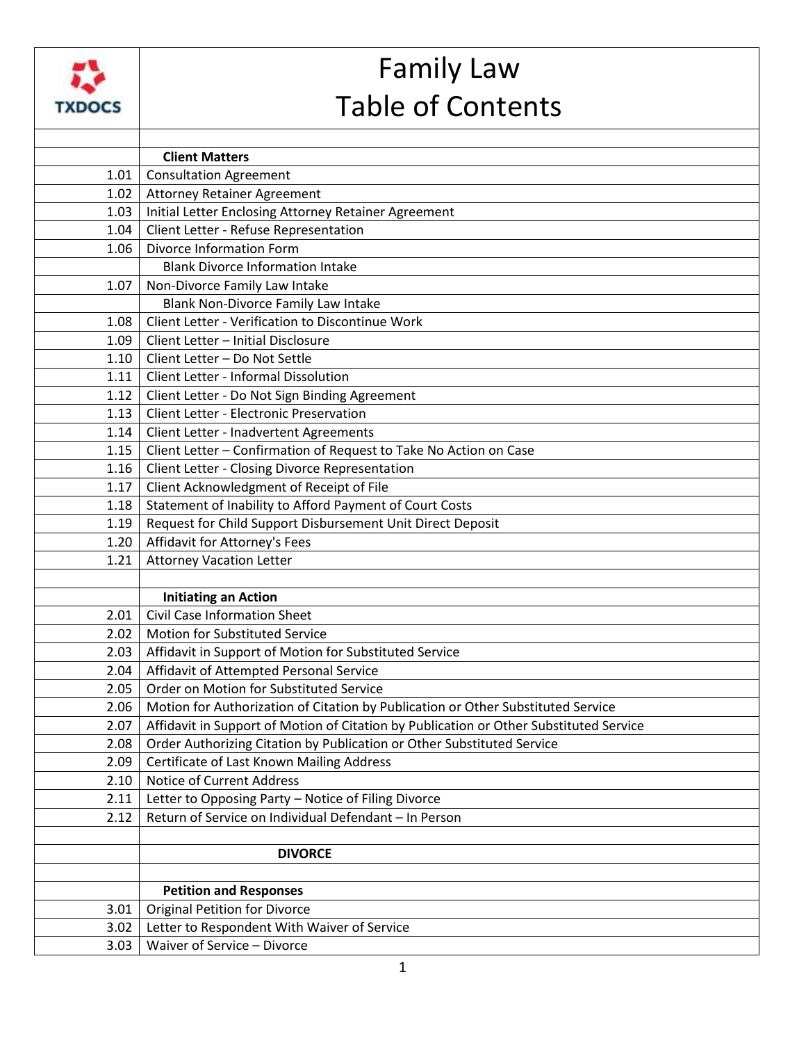# Family Law
# Table of Contents

| | |
|---|---|
| | **Client Matters** |
| 1.01 | Consultation Agreement |
| 1.02 | Attorney Retainer Agreement |
| 1.03 | Initial Letter Enclosing Attorney Retainer Agreement |
| 1.04 | Client Letter - Refuse Representation |
| 1.06 | Divorce Information Form |
| | Blank Divorce Information Intake |
| 1.07 | Non-Divorce Family Law Intake |
| | Blank Non-Divorce Family Law Intake |
| 1.08 | Client Letter - Verification to Discontinue Work |
| 1.09 | Client Letter – Initial Disclosure |
| 1.10 | Client Letter – Do Not Settle |
| 1.11 | Client Letter - Informal Dissolution |
| 1.12 | Client Letter - Do Not Sign Binding Agreement |
| 1.13 | Client Letter - Electronic Preservation |
| 1.14 | Client Letter - Inadvertent Agreements |
| 1.15 | Client Letter – Confirmation of Request to Take No Action on Case |
| 1.16 | Client Letter - Closing Divorce Representation |
| 1.17 | Client Acknowledgment of Receipt of File |
| 1.18 | Statement of Inability to Afford Payment of Court Costs |
| 1.19 | Request for Child Support Disbursement Unit Direct Deposit |
| 1.20 | Affidavit for Attorney's Fees |
| 1.21 | Attorney Vacation Letter |
| | |
| | **Initiating an Action** |
| 2.01 | Civil Case Information Sheet |
| 2.02 | Motion for Substituted Service |
| 2.03 | Affidavit in Support of Motion for Substituted Service |
| 2.04 | Affidavit of Attempted Personal Service |
| 2.05 | Order on Motion for Substituted Service |
| 2.06 | Motion for Authorization of Citation by Publication or Other Substituted Service |
| 2.07 | Affidavit in Support of Motion of Citation by Publication or Other Substituted Service |
| 2.08 | Order Authorizing Citation by Publication or Other Substituted Service |
| 2.09 | Certificate of Last Known Mailing Address |
| 2.10 | Notice of Current Address |
| 2.11 | Letter to Opposing Party – Notice of Filing Divorce |
| 2.12 | Return of Service on Individual Defendant – In Person |
| | |
| | **DIVORCE** |
| | |
| | **Petition and Responses** |
| 3.01 | Original Petition for Divorce |
| 3.02 | Letter to Respondent With Waiver of Service |
| 3.03 | Waiver of Service – Divorce |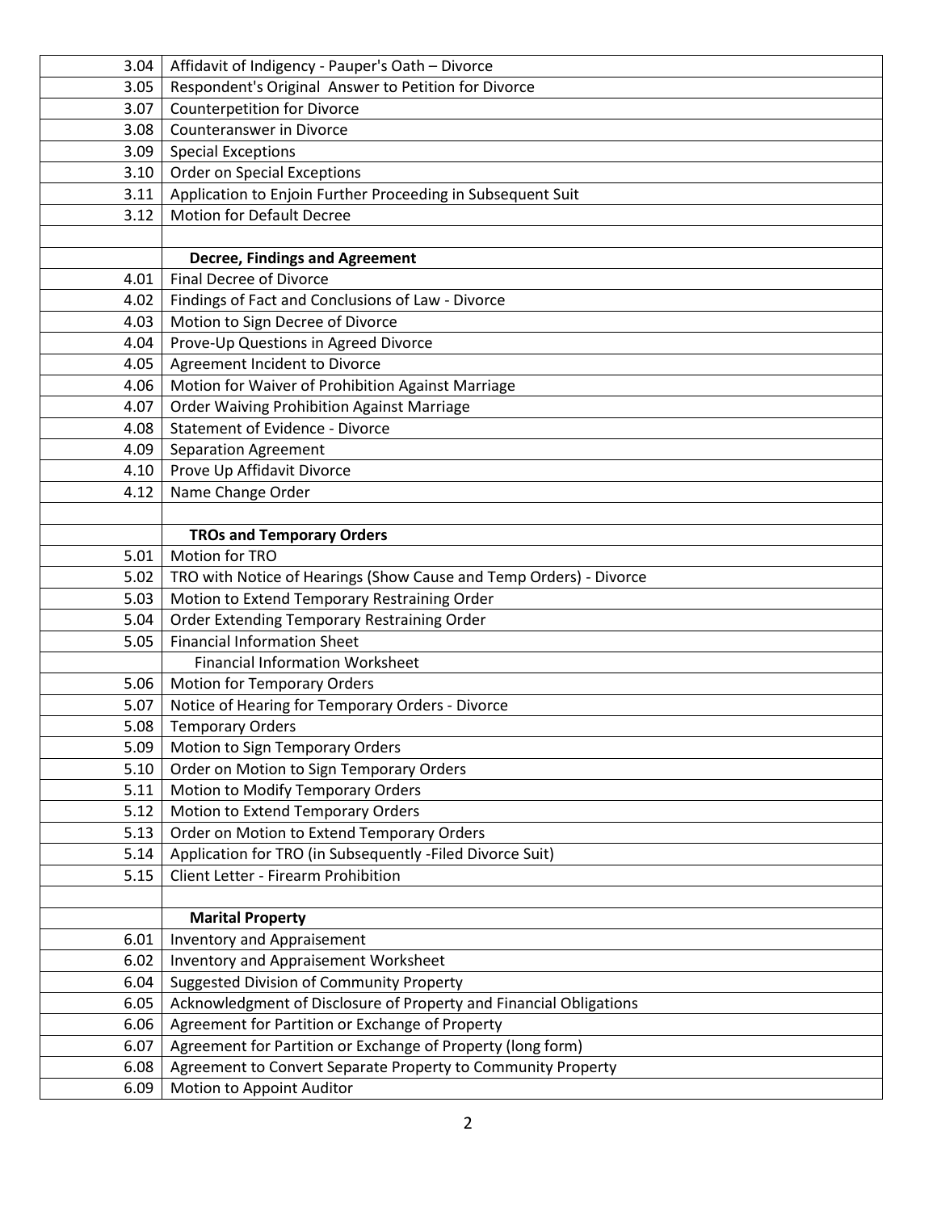| | |
|---|---|
| 3.04 | Affidavit of Indigency - Pauper's Oath – Divorce |
| 3.05 | Respondent's Original Answer to Petition for Divorce |
| 3.07 | Counterpetition for Divorce |
| 3.08 | Counteranswer in Divorce |
| 3.09 | Special Exceptions |
| 3.10 | Order on Special Exceptions |
| 3.11 | Application to Enjoin Further Proceeding in Subsequent Suit |
| 3.12 | Motion for Default Decree |
| | |
| | **Decree, Findings and Agreement** |
| 4.01 | Final Decree of Divorce |
| 4.02 | Findings of Fact and Conclusions of Law - Divorce |
| 4.03 | Motion to Sign Decree of Divorce |
| 4.04 | Prove-Up Questions in Agreed Divorce |
| 4.05 | Agreement Incident to Divorce |
| 4.06 | Motion for Waiver of Prohibition Against Marriage |
| 4.07 | Order Waiving Prohibition Against Marriage |
| 4.08 | Statement of Evidence - Divorce |
| 4.09 | Separation Agreement |
| 4.10 | Prove Up Affidavit Divorce |
| 4.12 | Name Change Order |
| | |
| | **TROs and Temporary Orders** |
| 5.01 | Motion for TRO |
| 5.02 | TRO with Notice of Hearings (Show Cause and Temp Orders) - Divorce |
| 5.03 | Motion to Extend Temporary Restraining Order |
| 5.04 | Order Extending Temporary Restraining Order |
| 5.05 | Financial Information Sheet |
| | Financial Information Worksheet |
| 5.06 | Motion for Temporary Orders |
| 5.07 | Notice of Hearing for Temporary Orders - Divorce |
| 5.08 | Temporary Orders |
| 5.09 | Motion to Sign Temporary Orders |
| 5.10 | Order on Motion to Sign Temporary Orders |
| 5.11 | Motion to Modify Temporary Orders |
| 5.12 | Motion to Extend Temporary Orders |
| 5.13 | Order on Motion to Extend Temporary Orders |
| 5.14 | Application for TRO (in Subsequently -Filed Divorce Suit) |
| 5.15 | Client Letter - Firearm Prohibition |
| | |
| | **Marital Property** |
| 6.01 | Inventory and Appraisement |
| 6.02 | Inventory and Appraisement Worksheet |
| 6.04 | Suggested Division of Community Property |
| 6.05 | Acknowledgment of Disclosure of Property and Financial Obligations |
| 6.06 | Agreement for Partition or Exchange of Property |
| 6.07 | Agreement for Partition or Exchange of Property (long form) |
| 6.08 | Agreement to Convert Separate Property to Community Property |
| 6.09 | Motion to Appoint Auditor |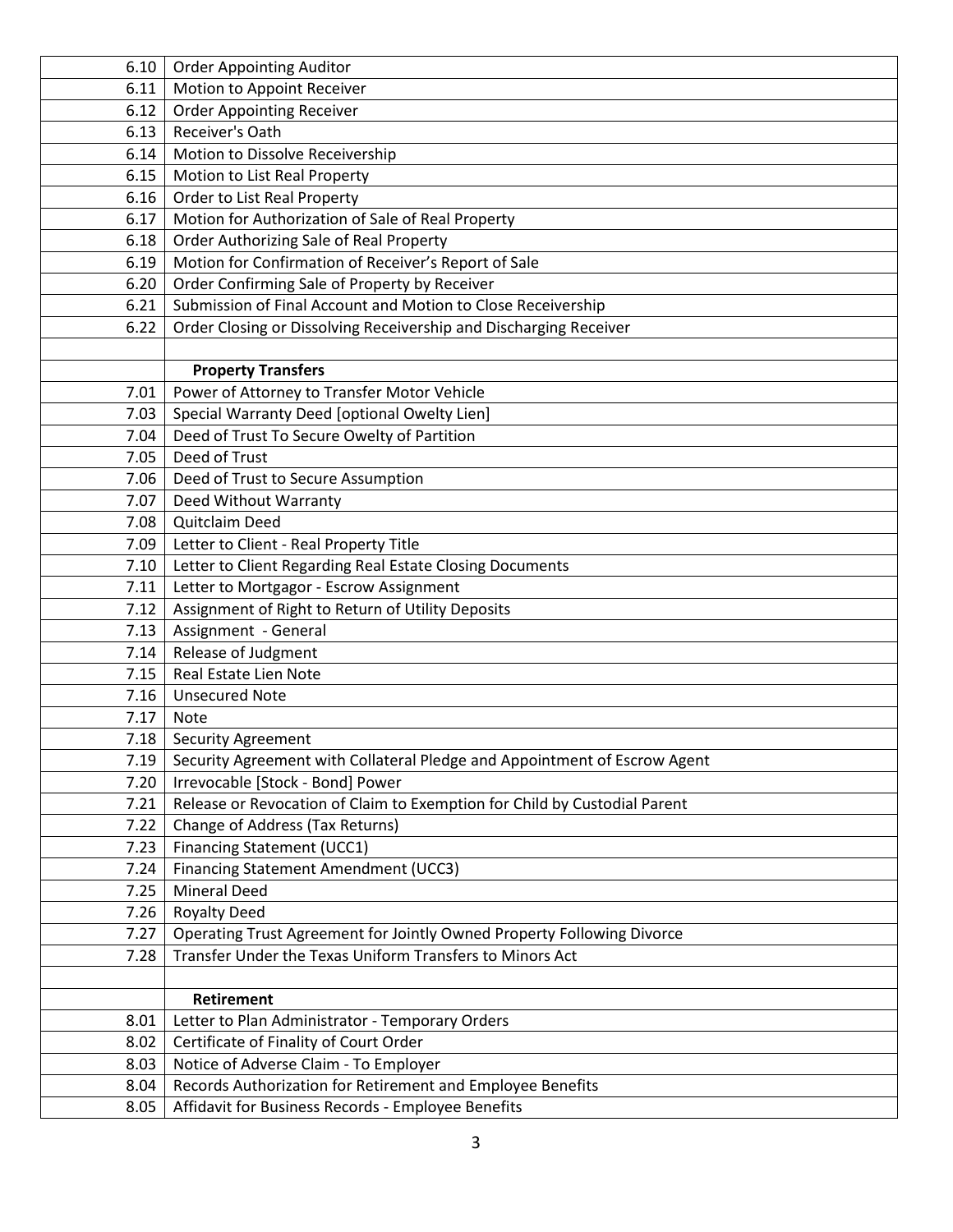| | |
|---|---|
| 6.10 | Order Appointing Auditor |
| 6.11 | Motion to Appoint Receiver |
| 6.12 | Order Appointing Receiver |
| 6.13 | Receiver's Oath |
| 6.14 | Motion to Dissolve Receivership |
| 6.15 | Motion to List Real Property |
| 6.16 | Order to List Real Property |
| 6.17 | Motion for Authorization of Sale of Real Property |
| 6.18 | Order Authorizing Sale of Real Property |
| 6.19 | Motion for Confirmation of Receiver's Report of Sale |
| 6.20 | Order Confirming Sale of Property by Receiver |
| 6.21 | Submission of Final Account and Motion to Close Receivership |
| 6.22 | Order Closing or Dissolving Receivership and Discharging Receiver |
| | |
| | **Property Transfers** |
| 7.01 | Power of Attorney to Transfer Motor Vehicle |
| 7.03 | Special Warranty Deed [optional Owelty Lien] |
| 7.04 | Deed of Trust To Secure Owelty of Partition |
| 7.05 | Deed of Trust |
| 7.06 | Deed of Trust to Secure Assumption |
| 7.07 | Deed Without Warranty |
| 7.08 | Quitclaim Deed |
| 7.09 | Letter to Client - Real Property Title |
| 7.10 | Letter to Client Regarding Real Estate Closing Documents |
| 7.11 | Letter to Mortgagor - Escrow Assignment |
| 7.12 | Assignment of Right to Return of Utility Deposits |
| 7.13 | Assignment - General |
| 7.14 | Release of Judgment |
| 7.15 | Real Estate Lien Note |
| 7.16 | Unsecured Note |
| 7.17 | Note |
| 7.18 | Security Agreement |
| 7.19 | Security Agreement with Collateral Pledge and Appointment of Escrow Agent |
| 7.20 | Irrevocable [Stock - Bond] Power |
| 7.21 | Release or Revocation of Claim to Exemption for Child by Custodial Parent |
| 7.22 | Change of Address (Tax Returns) |
| 7.23 | Financing Statement (UCC1) |
| 7.24 | Financing Statement Amendment (UCC3) |
| 7.25 | Mineral Deed |
| 7.26 | Royalty Deed |
| 7.27 | Operating Trust Agreement for Jointly Owned Property Following Divorce |
| 7.28 | Transfer Under the Texas Uniform Transfers to Minors Act |
| | |
| | **Retirement** |
| 8.01 | Letter to Plan Administrator - Temporary Orders |
| 8.02 | Certificate of Finality of Court Order |
| 8.03 | Notice of Adverse Claim - To Employer |
| 8.04 | Records Authorization for Retirement and Employee Benefits |
| 8.05 | Affidavit for Business Records - Employee Benefits |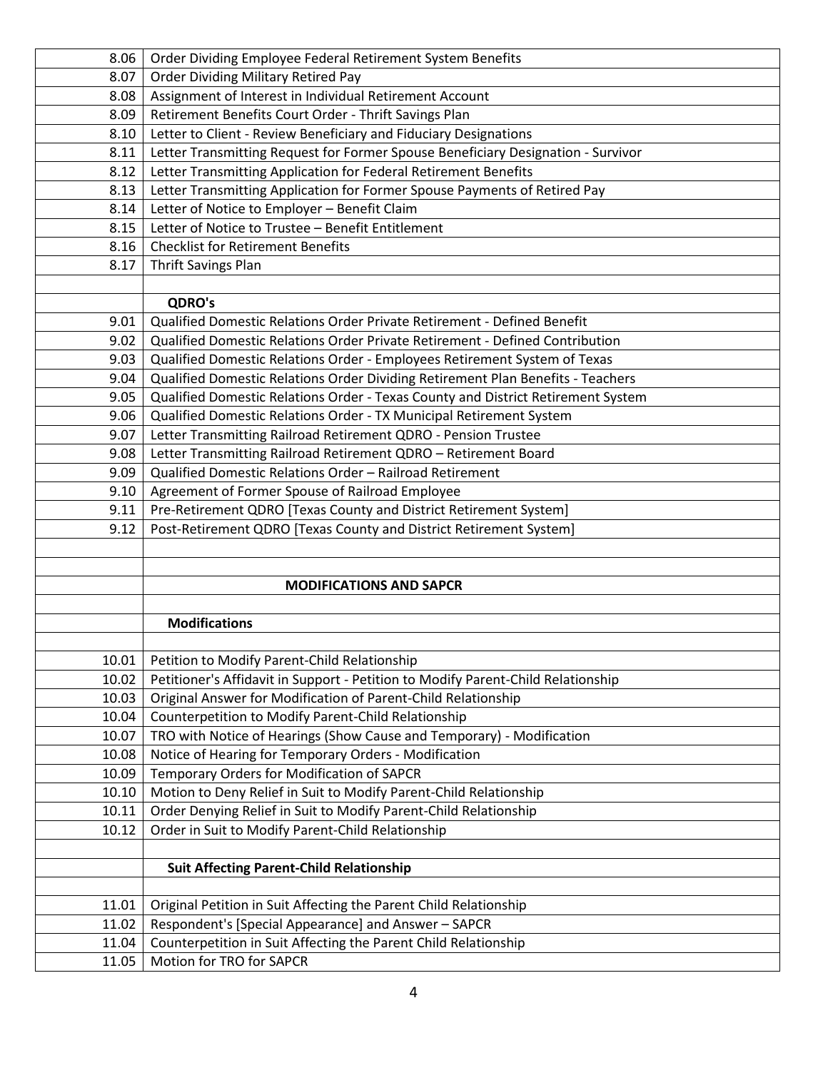| | |
|---|---|
| 8.06 | Order Dividing Employee Federal Retirement System Benefits |
| 8.07 | Order Dividing Military Retired Pay |
| 8.08 | Assignment of Interest in Individual Retirement Account |
| 8.09 | Retirement Benefits Court Order - Thrift Savings Plan |
| 8.10 | Letter to Client - Review Beneficiary and Fiduciary Designations |
| 8.11 | Letter Transmitting Request for Former Spouse Beneficiary Designation - Survivor |
| 8.12 | Letter Transmitting Application for Federal Retirement Benefits |
| 8.13 | Letter Transmitting Application for Former Spouse Payments of Retired Pay |
| 8.14 | Letter of Notice to Employer – Benefit Claim |
| 8.15 | Letter of Notice to Trustee – Benefit Entitlement |
| 8.16 | Checklist for Retirement Benefits |
| 8.17 | Thrift Savings Plan |
| | |
| | **QDRO's** |
| 9.01 | Qualified Domestic Relations Order Private Retirement - Defined Benefit |
| 9.02 | Qualified Domestic Relations Order Private Retirement - Defined Contribution |
| 9.03 | Qualified Domestic Relations Order - Employees Retirement System of Texas |
| 9.04 | Qualified Domestic Relations Order Dividing Retirement Plan Benefits - Teachers |
| 9.05 | Qualified Domestic Relations Order - Texas County and District Retirement System |
| 9.06 | Qualified Domestic Relations Order - TX Municipal Retirement System |
| 9.07 | Letter Transmitting Railroad Retirement QDRO - Pension Trustee |
| 9.08 | Letter Transmitting Railroad Retirement QDRO – Retirement Board |
| 9.09 | Qualified Domestic Relations Order – Railroad Retirement |
| 9.10 | Agreement of Former Spouse of Railroad Employee |
| 9.11 | Pre-Retirement QDRO [Texas County and District Retirement System] |
| 9.12 | Post-Retirement QDRO [Texas County and District Retirement System] |
| | |
| | |
| | **MODIFICATIONS AND SAPCR** |
| | |
| | **Modifications** |
| | |
| 10.01 | Petition to Modify Parent-Child Relationship |
| 10.02 | Petitioner's Affidavit in Support - Petition to Modify Parent-Child Relationship |
| 10.03 | Original Answer for Modification of Parent-Child Relationship |
| 10.04 | Counterpetition to Modify Parent-Child Relationship |
| 10.07 | TRO with Notice of Hearings (Show Cause and Temporary) - Modification |
| 10.08 | Notice of Hearing for Temporary Orders - Modification |
| 10.09 | Temporary Orders for Modification of SAPCR |
| 10.10 | Motion to Deny Relief in Suit to Modify Parent-Child Relationship |
| 10.11 | Order Denying Relief in Suit to Modify Parent-Child Relationship |
| 10.12 | Order in Suit to Modify Parent-Child Relationship |
| | |
| | **Suit Affecting Parent-Child Relationship** |
| | |
| 11.01 | Original Petition in Suit Affecting the Parent Child Relationship |
| 11.02 | Respondent's [Special Appearance] and Answer – SAPCR |
| 11.04 | Counterpetition in Suit Affecting the Parent Child Relationship |
| 11.05 | Motion for TRO for SAPCR |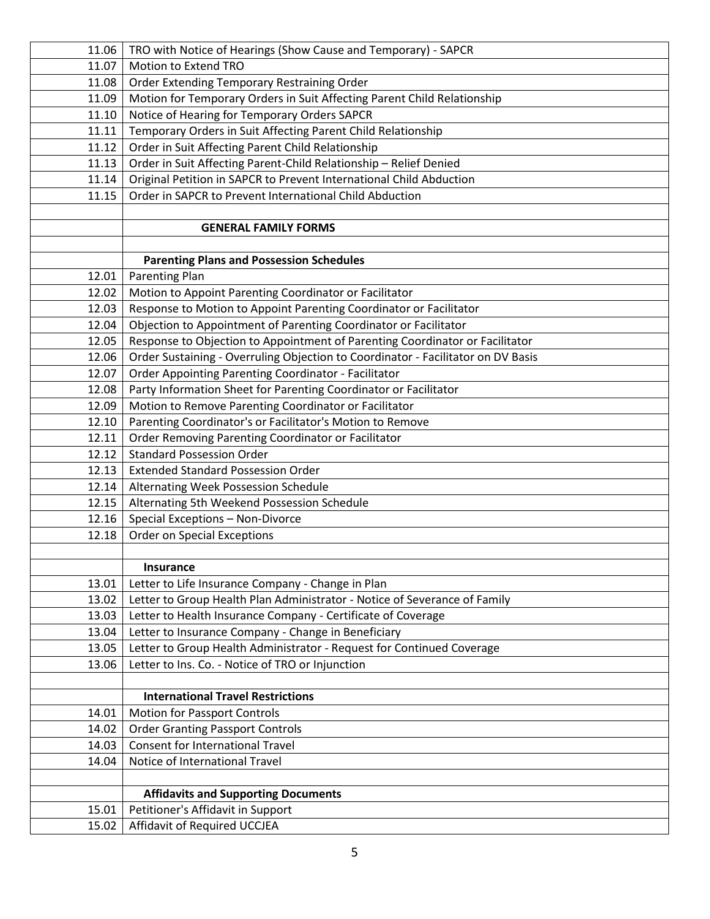| | |
|---|---|
| 11.06 | TRO with Notice of Hearings (Show Cause and Temporary) - SAPCR |
| 11.07 | Motion to Extend TRO |
| 11.08 | Order Extending Temporary Restraining Order |
| 11.09 | Motion for Temporary Orders in Suit Affecting Parent Child Relationship |
| 11.10 | Notice of Hearing for Temporary Orders SAPCR |
| 11.11 | Temporary Orders in Suit Affecting Parent Child Relationship |
| 11.12 | Order in Suit Affecting Parent Child Relationship |
| 11.13 | Order in Suit Affecting Parent-Child Relationship – Relief Denied |
| 11.14 | Original Petition in SAPCR to Prevent International Child Abduction |
| 11.15 | Order in SAPCR to Prevent International Child Abduction |
| | |
| | **GENERAL FAMILY FORMS** |
| | |
| | **Parenting Plans and Possession Schedules** |
| 12.01 | Parenting Plan |
| 12.02 | Motion to Appoint Parenting Coordinator or Facilitator |
| 12.03 | Response to Motion to Appoint Parenting Coordinator or Facilitator |
| 12.04 | Objection to Appointment of Parenting Coordinator or Facilitator |
| 12.05 | Response to Objection to Appointment of Parenting Coordinator or Facilitator |
| 12.06 | Order Sustaining - Overruling Objection to Coordinator - Facilitator on DV Basis |
| 12.07 | Order Appointing Parenting Coordinator - Facilitator |
| 12.08 | Party Information Sheet for Parenting Coordinator or Facilitator |
| 12.09 | Motion to Remove Parenting Coordinator or Facilitator |
| 12.10 | Parenting Coordinator's or Facilitator's Motion to Remove |
| 12.11 | Order Removing Parenting Coordinator or Facilitator |
| 12.12 | Standard Possession Order |
| 12.13 | Extended Standard Possession Order |
| 12.14 | Alternating Week Possession Schedule |
| 12.15 | Alternating 5th Weekend Possession Schedule |
| 12.16 | Special Exceptions – Non-Divorce |
| 12.18 | Order on Special Exceptions |
| | |
| | **Insurance** |
| 13.01 | Letter to Life Insurance Company - Change in Plan |
| 13.02 | Letter to Group Health Plan Administrator - Notice of Severance of Family |
| 13.03 | Letter to Health Insurance Company - Certificate of Coverage |
| 13.04 | Letter to Insurance Company - Change in Beneficiary |
| 13.05 | Letter to Group Health Administrator - Request for Continued Coverage |
| 13.06 | Letter to Ins. Co. - Notice of TRO or Injunction |
| | |
| | **International Travel Restrictions** |
| 14.01 | Motion for Passport Controls |
| 14.02 | Order Granting Passport Controls |
| 14.03 | Consent for International Travel |
| 14.04 | Notice of International Travel |
| | |
| | **Affidavits and Supporting Documents** |
| 15.01 | Petitioner's Affidavit in Support |
| 15.02 | Affidavit of Required UCCJEA |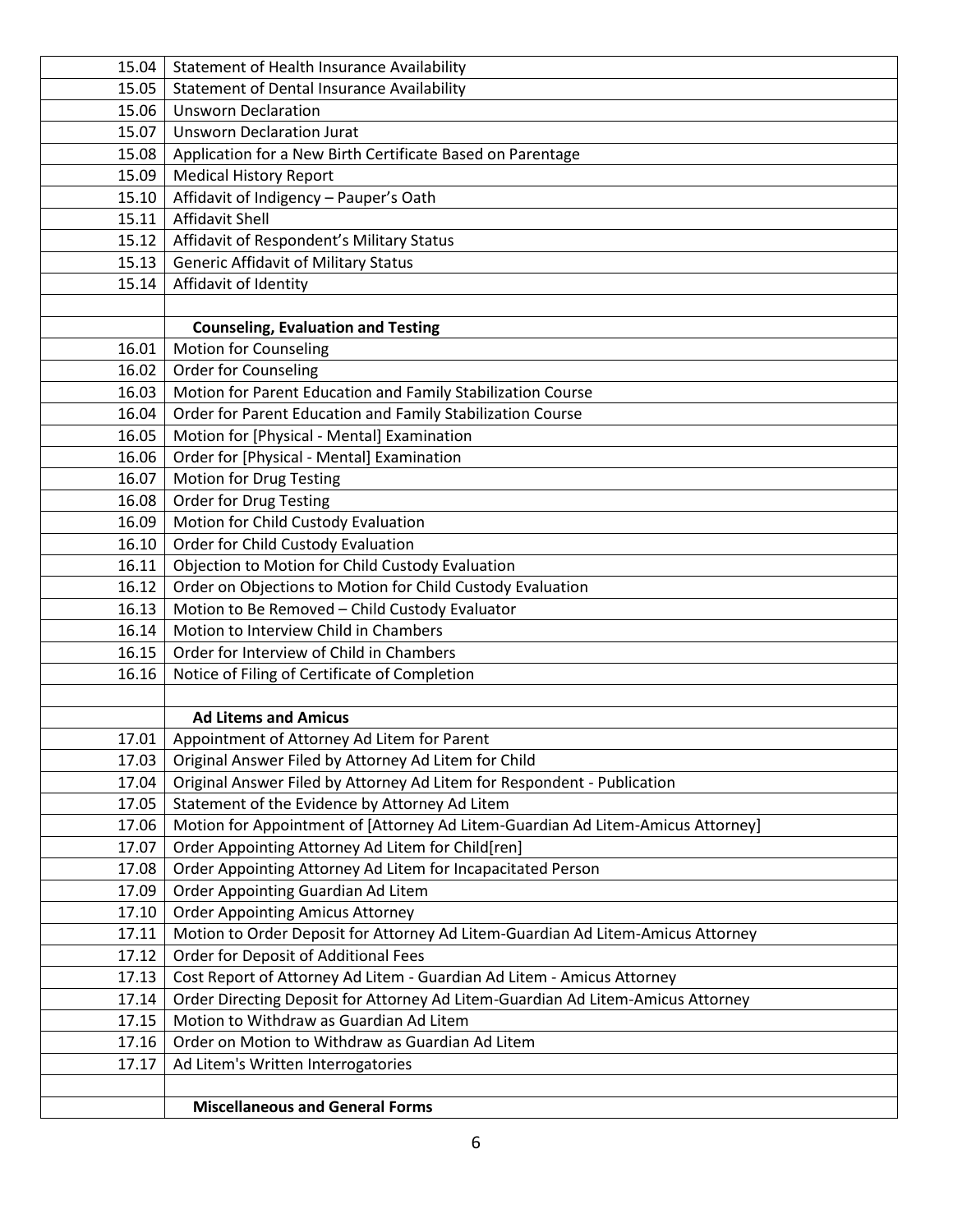| | |
|---|---|
| 15.04 | Statement of Health Insurance Availability |
| 15.05 | Statement of Dental Insurance Availability |
| 15.06 | Unsworn Declaration |
| 15.07 | Unsworn Declaration Jurat |
| 15.08 | Application for a New Birth Certificate Based on Parentage |
| 15.09 | Medical History Report |
| 15.10 | Affidavit of Indigency – Pauper's Oath |
| 15.11 | Affidavit Shell |
| 15.12 | Affidavit of Respondent's Military Status |
| 15.13 | Generic Affidavit of Military Status |
| 15.14 | Affidavit of Identity |
| | |
| | **Counseling, Evaluation and Testing** |
| 16.01 | Motion for Counseling |
| 16.02 | Order for Counseling |
| 16.03 | Motion for Parent Education and Family Stabilization Course |
| 16.04 | Order for Parent Education and Family Stabilization Course |
| 16.05 | Motion for [Physical - Mental] Examination |
| 16.06 | Order for [Physical - Mental] Examination |
| 16.07 | Motion for Drug Testing |
| 16.08 | Order for Drug Testing |
| 16.09 | Motion for Child Custody Evaluation |
| 16.10 | Order for Child Custody Evaluation |
| 16.11 | Objection to Motion for Child Custody Evaluation |
| 16.12 | Order on Objections to Motion for Child Custody Evaluation |
| 16.13 | Motion to Be Removed – Child Custody Evaluator |
| 16.14 | Motion to Interview Child in Chambers |
| 16.15 | Order for Interview of Child in Chambers |
| 16.16 | Notice of Filing of Certificate of Completion |
| | |
| | **Ad Litems and Amicus** |
| 17.01 | Appointment of Attorney Ad Litem for Parent |
| 17.03 | Original Answer Filed by Attorney Ad Litem for Child |
| 17.04 | Original Answer Filed by Attorney Ad Litem for Respondent - Publication |
| 17.05 | Statement of the Evidence by Attorney Ad Litem |
| 17.06 | Motion for Appointment of [Attorney Ad Litem-Guardian Ad Litem-Amicus Attorney] |
| 17.07 | Order Appointing Attorney Ad Litem for Child[ren] |
| 17.08 | Order Appointing Attorney Ad Litem for Incapacitated Person |
| 17.09 | Order Appointing Guardian Ad Litem |
| 17.10 | Order Appointing Amicus Attorney |
| 17.11 | Motion to Order Deposit for Attorney Ad Litem-Guardian Ad Litem-Amicus Attorney |
| 17.12 | Order for Deposit of Additional Fees |
| 17.13 | Cost Report of Attorney Ad Litem - Guardian Ad Litem - Amicus Attorney |
| 17.14 | Order Directing Deposit for Attorney Ad Litem-Guardian Ad Litem-Amicus Attorney |
| 17.15 | Motion to Withdraw as Guardian Ad Litem |
| 17.16 | Order on Motion to Withdraw as Guardian Ad Litem |
| 17.17 | Ad Litem's Written Interrogatories |
| | |
| | **Miscellaneous and General Forms** |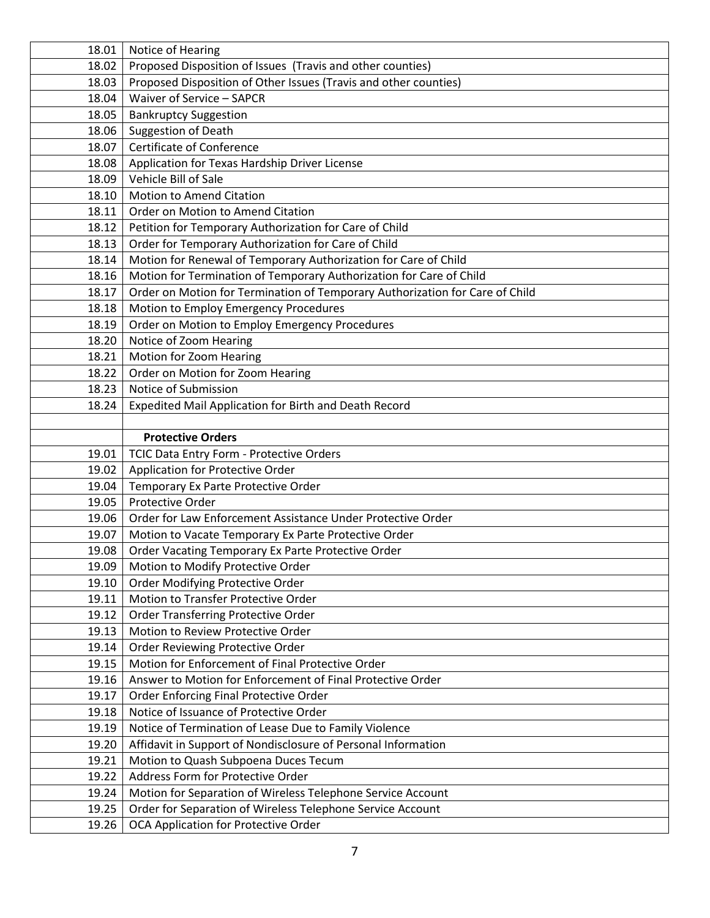| | |
|---|---|
| 18.01 | Notice of Hearing |
| 18.02 | Proposed Disposition of Issues (Travis and other counties) |
| 18.03 | Proposed Disposition of Other Issues (Travis and other counties) |
| 18.04 | Waiver of Service – SAPCR |
| 18.05 | Bankruptcy Suggestion |
| 18.06 | Suggestion of Death |
| 18.07 | Certificate of Conference |
| 18.08 | Application for Texas Hardship Driver License |
| 18.09 | Vehicle Bill of Sale |
| 18.10 | Motion to Amend Citation |
| 18.11 | Order on Motion to Amend Citation |
| 18.12 | Petition for Temporary Authorization for Care of Child |
| 18.13 | Order for Temporary Authorization for Care of Child |
| 18.14 | Motion for Renewal of Temporary Authorization for Care of Child |
| 18.16 | Motion for Termination of Temporary Authorization for Care of Child |
| 18.17 | Order on Motion for Termination of Temporary Authorization for Care of Child |
| 18.18 | Motion to Employ Emergency Procedures |
| 18.19 | Order on Motion to Employ Emergency Procedures |
| 18.20 | Notice of Zoom Hearing |
| 18.21 | Motion for Zoom Hearing |
| 18.22 | Order on Motion for Zoom Hearing |
| 18.23 | Notice of Submission |
| 18.24 | Expedited Mail Application for Birth and Death Record |
| | |
| | **Protective Orders** |
| 19.01 | TCIC Data Entry Form - Protective Orders |
| 19.02 | Application for Protective Order |
| 19.04 | Temporary Ex Parte Protective Order |
| 19.05 | Protective Order |
| 19.06 | Order for Law Enforcement Assistance Under Protective Order |
| 19.07 | Motion to Vacate Temporary Ex Parte Protective Order |
| 19.08 | Order Vacating Temporary Ex Parte Protective Order |
| 19.09 | Motion to Modify Protective Order |
| 19.10 | Order Modifying Protective Order |
| 19.11 | Motion to Transfer Protective Order |
| 19.12 | Order Transferring Protective Order |
| 19.13 | Motion to Review Protective Order |
| 19.14 | Order Reviewing Protective Order |
| 19.15 | Motion for Enforcement of Final Protective Order |
| 19.16 | Answer to Motion for Enforcement of Final Protective Order |
| 19.17 | Order Enforcing Final Protective Order |
| 19.18 | Notice of Issuance of Protective Order |
| 19.19 | Notice of Termination of Lease Due to Family Violence |
| 19.20 | Affidavit in Support of Nondisclosure of Personal Information |
| 19.21 | Motion to Quash Subpoena Duces Tecum |
| 19.22 | Address Form for Protective Order |
| 19.24 | Motion for Separation of Wireless Telephone Service Account |
| 19.25 | Order for Separation of Wireless Telephone Service Account |
| 19.26 | OCA Application for Protective Order |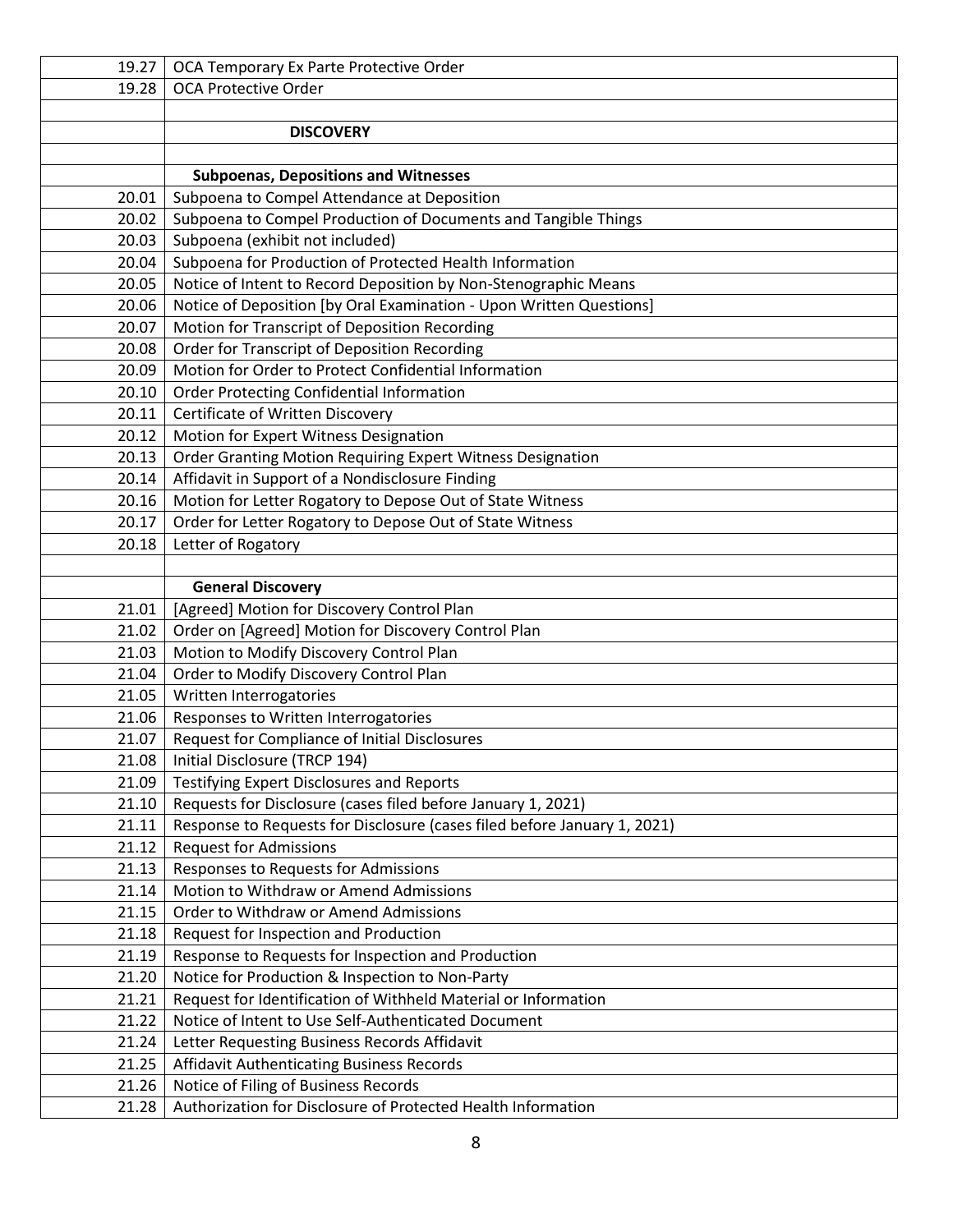| | |
|---|---|
| 19.27 | OCA Temporary Ex Parte Protective Order |
| 19.28 | OCA Protective Order |
| | |
| | **DISCOVERY** |
| | |
| | **Subpoenas, Depositions and Witnesses** |
| 20.01 | Subpoena to Compel Attendance at Deposition |
| 20.02 | Subpoena to Compel Production of Documents and Tangible Things |
| 20.03 | Subpoena (exhibit not included) |
| 20.04 | Subpoena for Production of Protected Health Information |
| 20.05 | Notice of Intent to Record Deposition by Non-Stenographic Means |
| 20.06 | Notice of Deposition [by Oral Examination - Upon Written Questions] |
| 20.07 | Motion for Transcript of Deposition Recording |
| 20.08 | Order for Transcript of Deposition Recording |
| 20.09 | Motion for Order to Protect Confidential Information |
| 20.10 | Order Protecting Confidential Information |
| 20.11 | Certificate of Written Discovery |
| 20.12 | Motion for Expert Witness Designation |
| 20.13 | Order Granting Motion Requiring Expert Witness Designation |
| 20.14 | Affidavit in Support of a Nondisclosure Finding |
| 20.16 | Motion for Letter Rogatory to Depose Out of State Witness |
| 20.17 | Order for Letter Rogatory to Depose Out of State Witness |
| 20.18 | Letter of Rogatory |
| | |
| | **General Discovery** |
| 21.01 | [Agreed] Motion for Discovery Control Plan |
| 21.02 | Order on [Agreed] Motion for Discovery Control Plan |
| 21.03 | Motion to Modify Discovery Control Plan |
| 21.04 | Order to Modify Discovery Control Plan |
| 21.05 | Written Interrogatories |
| 21.06 | Responses to Written Interrogatories |
| 21.07 | Request for Compliance of Initial Disclosures |
| 21.08 | Initial Disclosure (TRCP 194) |
| 21.09 | Testifying Expert Disclosures and Reports |
| 21.10 | Requests for Disclosure (cases filed before January 1, 2021) |
| 21.11 | Response to Requests for Disclosure (cases filed before January 1, 2021) |
| 21.12 | Request for Admissions |
| 21.13 | Responses to Requests for Admissions |
| 21.14 | Motion to Withdraw or Amend Admissions |
| 21.15 | Order to Withdraw or Amend Admissions |
| 21.18 | Request for Inspection and Production |
| 21.19 | Response to Requests for Inspection and Production |
| 21.20 | Notice for Production & Inspection to Non-Party |
| 21.21 | Request for Identification of Withheld Material or Information |
| 21.22 | Notice of Intent to Use Self-Authenticated Document |
| 21.24 | Letter Requesting Business Records Affidavit |
| 21.25 | Affidavit Authenticating Business Records |
| 21.26 | Notice of Filing of Business Records |
| 21.28 | Authorization for Disclosure of Protected Health Information |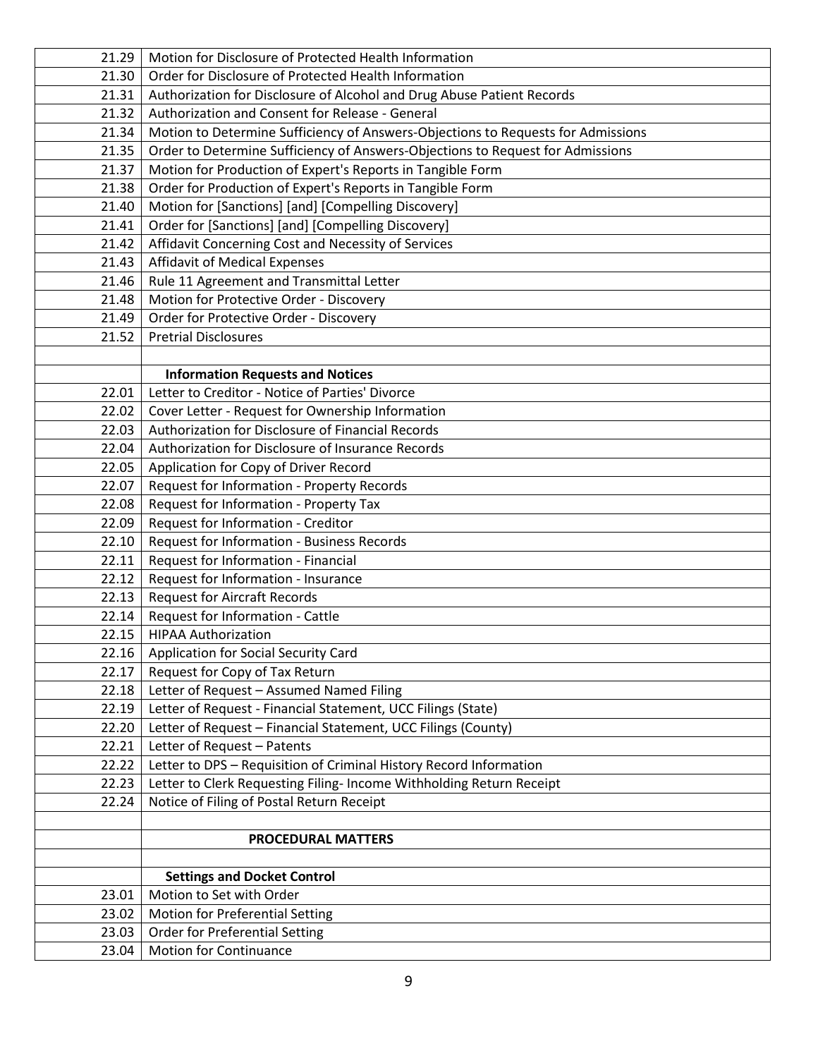| | |
|---|---|
| 21.29 | Motion for Disclosure of Protected Health Information |
| 21.30 | Order for Disclosure of Protected Health Information |
| 21.31 | Authorization for Disclosure of Alcohol and Drug Abuse Patient Records |
| 21.32 | Authorization and Consent for Release - General |
| 21.34 | Motion to Determine Sufficiency of Answers-Objections to Requests for Admissions |
| 21.35 | Order to Determine Sufficiency of Answers-Objections to Request for Admissions |
| 21.37 | Motion for Production of Expert's Reports in Tangible Form |
| 21.38 | Order for Production of Expert's Reports in Tangible Form |
| 21.40 | Motion for [Sanctions] [and] [Compelling Discovery] |
| 21.41 | Order for [Sanctions] [and] [Compelling Discovery] |
| 21.42 | Affidavit Concerning Cost and Necessity of Services |
| 21.43 | Affidavit of Medical Expenses |
| 21.46 | Rule 11 Agreement and Transmittal Letter |
| 21.48 | Motion for Protective Order - Discovery |
| 21.49 | Order for Protective Order - Discovery |
| 21.52 | Pretrial Disclosures |
| | |
| | **Information Requests and Notices** |
| 22.01 | Letter to Creditor - Notice of Parties' Divorce |
| 22.02 | Cover Letter - Request for Ownership Information |
| 22.03 | Authorization for Disclosure of Financial Records |
| 22.04 | Authorization for Disclosure of Insurance Records |
| 22.05 | Application for Copy of Driver Record |
| 22.07 | Request for Information - Property Records |
| 22.08 | Request for Information - Property Tax |
| 22.09 | Request for Information - Creditor |
| 22.10 | Request for Information - Business Records |
| 22.11 | Request for Information - Financial |
| 22.12 | Request for Information - Insurance |
| 22.13 | Request for Aircraft Records |
| 22.14 | Request for Information - Cattle |
| 22.15 | HIPAA Authorization |
| 22.16 | Application for Social Security Card |
| 22.17 | Request for Copy of Tax Return |
| 22.18 | Letter of Request – Assumed Named Filing |
| 22.19 | Letter of Request - Financial Statement, UCC Filings (State) |
| 22.20 | Letter of Request – Financial Statement, UCC Filings (County) |
| 22.21 | Letter of Request – Patents |
| 22.22 | Letter to DPS – Requisition of Criminal History Record Information |
| 22.23 | Letter to Clerk Requesting Filing- Income Withholding Return Receipt |
| 22.24 | Notice of Filing of Postal Return Receipt |
| | |
| | **PROCEDURAL MATTERS** |
| | |
| | **Settings and Docket Control** |
| 23.01 | Motion to Set with Order |
| 23.02 | Motion for Preferential Setting |
| 23.03 | Order for Preferential Setting |
| 23.04 | Motion for Continuance |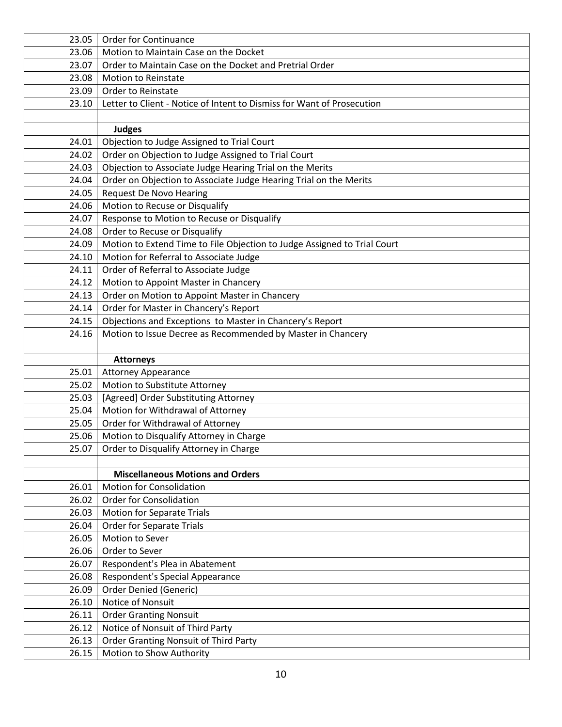| | |
|---|---|
| 23.05 | Order for Continuance |
| 23.06 | Motion to Maintain Case on the Docket |
| 23.07 | Order to Maintain Case on the Docket and Pretrial Order |
| 23.08 | Motion to Reinstate |
| 23.09 | Order to Reinstate |
| 23.10 | Letter to Client - Notice of Intent to Dismiss for Want of Prosecution |
| | |
| | **Judges** |
| 24.01 | Objection to Judge Assigned to Trial Court |
| 24.02 | Order on Objection to Judge Assigned to Trial Court |
| 24.03 | Objection to Associate Judge Hearing Trial on the Merits |
| 24.04 | Order on Objection to Associate Judge Hearing Trial on the Merits |
| 24.05 | Request De Novo Hearing |
| 24.06 | Motion to Recuse or Disqualify |
| 24.07 | Response to Motion to Recuse or Disqualify |
| 24.08 | Order to Recuse or Disqualify |
| 24.09 | Motion to Extend Time to File Objection to Judge Assigned to Trial Court |
| 24.10 | Motion for Referral to Associate Judge |
| 24.11 | Order of Referral to Associate Judge |
| 24.12 | Motion to Appoint Master in Chancery |
| 24.13 | Order on Motion to Appoint Master in Chancery |
| 24.14 | Order for Master in Chancery's Report |
| 24.15 | Objections and Exceptions to Master in Chancery's Report |
| 24.16 | Motion to Issue Decree as Recommended by Master in Chancery |
| | |
| | **Attorneys** |
| 25.01 | Attorney Appearance |
| 25.02 | Motion to Substitute Attorney |
| 25.03 | [Agreed] Order Substituting Attorney |
| 25.04 | Motion for Withdrawal of Attorney |
| 25.05 | Order for Withdrawal of Attorney |
| 25.06 | Motion to Disqualify Attorney in Charge |
| 25.07 | Order to Disqualify Attorney in Charge |
| | |
| | **Miscellaneous Motions and Orders** |
| 26.01 | Motion for Consolidation |
| 26.02 | Order for Consolidation |
| 26.03 | Motion for Separate Trials |
| 26.04 | Order for Separate Trials |
| 26.05 | Motion to Sever |
| 26.06 | Order to Sever |
| 26.07 | Respondent's Plea in Abatement |
| 26.08 | Respondent's Special Appearance |
| 26.09 | Order Denied (Generic) |
| 26.10 | Notice of Nonsuit |
| 26.11 | Order Granting Nonsuit |
| 26.12 | Notice of Nonsuit of Third Party |
| 26.13 | Order Granting Nonsuit of Third Party |
| 26.15 | Motion to Show Authority |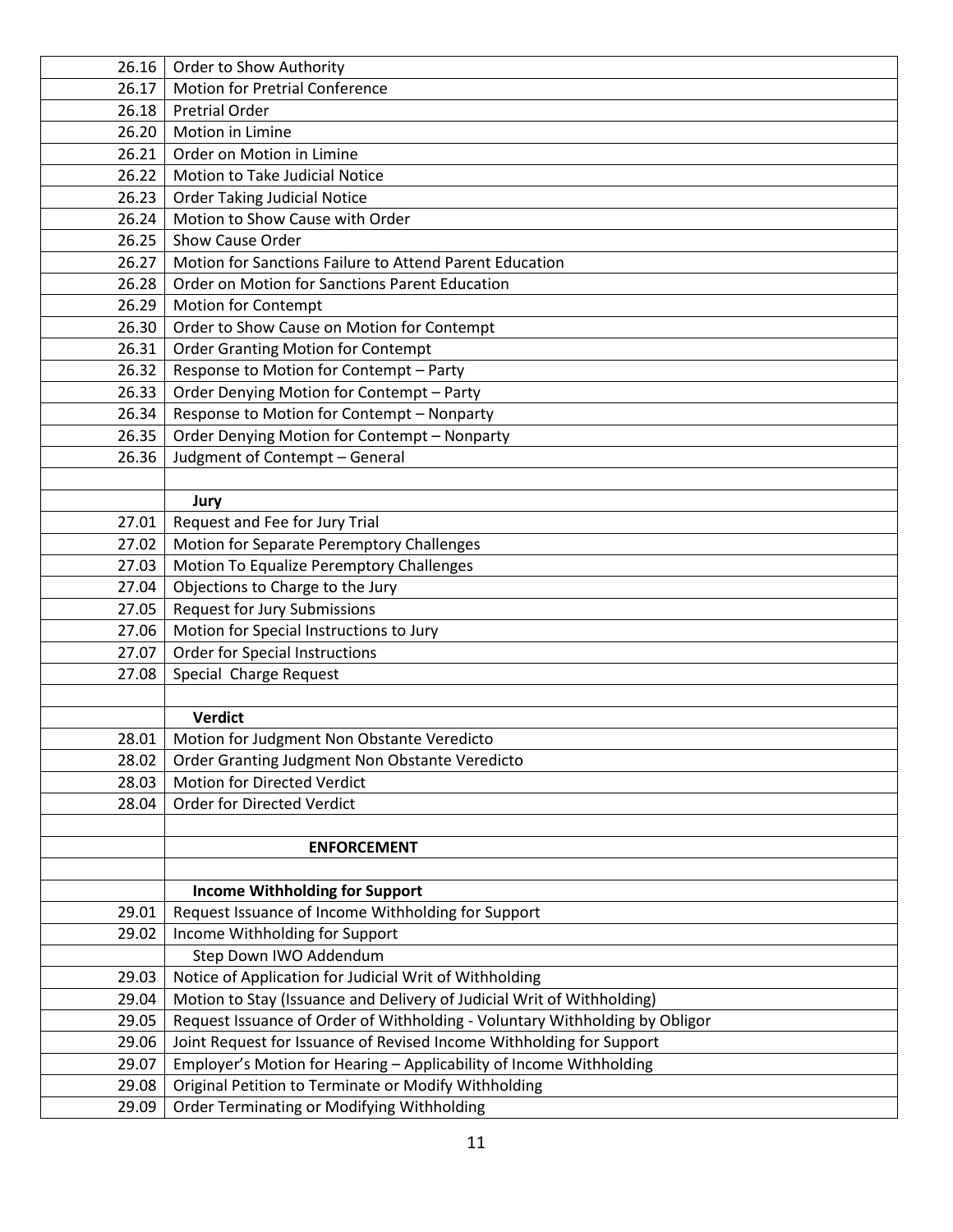| | |
|---|---|
| 26.16 | Order to Show Authority |
| 26.17 | Motion for Pretrial Conference |
| 26.18 | Pretrial Order |
| 26.20 | Motion in Limine |
| 26.21 | Order on Motion in Limine |
| 26.22 | Motion to Take Judicial Notice |
| 26.23 | Order Taking Judicial Notice |
| 26.24 | Motion to Show Cause with Order |
| 26.25 | Show Cause Order |
| 26.27 | Motion for Sanctions Failure to Attend Parent Education |
| 26.28 | Order on Motion for Sanctions Parent Education |
| 26.29 | Motion for Contempt |
| 26.30 | Order to Show Cause on Motion for Contempt |
| 26.31 | Order Granting Motion for Contempt |
| 26.32 | Response to Motion for Contempt – Party |
| 26.33 | Order Denying Motion for Contempt – Party |
| 26.34 | Response to Motion for Contempt – Nonparty |
| 26.35 | Order Denying Motion for Contempt – Nonparty |
| 26.36 | Judgment of Contempt – General |
| | |
| | **Jury** |
| 27.01 | Request and Fee for Jury Trial |
| 27.02 | Motion for Separate Peremptory Challenges |
| 27.03 | Motion To Equalize Peremptory Challenges |
| 27.04 | Objections to Charge to the Jury |
| 27.05 | Request for Jury Submissions |
| 27.06 | Motion for Special Instructions to Jury |
| 27.07 | Order for Special Instructions |
| 27.08 | Special Charge Request |
| | |
| | **Verdict** |
| 28.01 | Motion for Judgment Non Obstante Veredicto |
| 28.02 | Order Granting Judgment Non Obstante Veredicto |
| 28.03 | Motion for Directed Verdict |
| 28.04 | Order for Directed Verdict |
| | |
| | **ENFORCEMENT** |
| | |
| | **Income Withholding for Support** |
| 29.01 | Request Issuance of Income Withholding for Support |
| 29.02 | Income Withholding for Support |
| | Step Down IWO Addendum |
| 29.03 | Notice of Application for Judicial Writ of Withholding |
| 29.04 | Motion to Stay (Issuance and Delivery of Judicial Writ of Withholding) |
| 29.05 | Request Issuance of Order of Withholding - Voluntary Withholding by Obligor |
| 29.06 | Joint Request for Issuance of Revised Income Withholding for Support |
| 29.07 | Employer's Motion for Hearing – Applicability of Income Withholding |
| 29.08 | Original Petition to Terminate or Modify Withholding |
| 29.09 | Order Terminating or Modifying Withholding |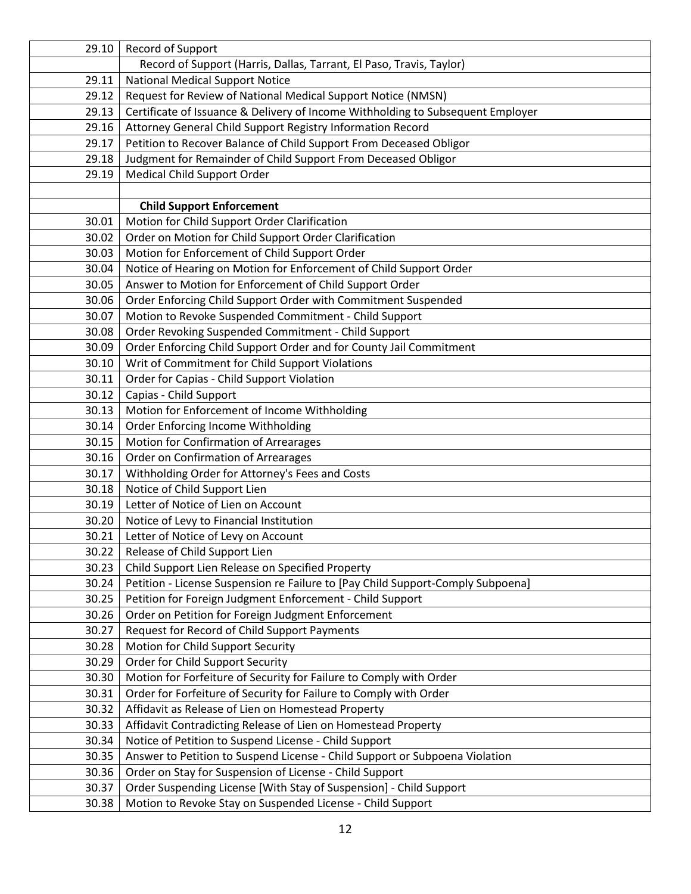| | |
|---|---|
| 29.10 | Record of Support |
| | Record of Support (Harris, Dallas, Tarrant, El Paso, Travis, Taylor) |
| 29.11 | National Medical Support Notice |
| 29.12 | Request for Review of National Medical Support Notice (NMSN) |
| 29.13 | Certificate of Issuance & Delivery of Income Withholding to Subsequent Employer |
| 29.16 | Attorney General Child Support Registry Information Record |
| 29.17 | Petition to Recover Balance of Child Support From Deceased Obligor |
| 29.18 | Judgment for Remainder of Child Support From Deceased Obligor |
| 29.19 | Medical Child Support Order |
| | |
| | **Child Support Enforcement** |
| 30.01 | Motion for Child Support Order Clarification |
| 30.02 | Order on Motion for Child Support Order Clarification |
| 30.03 | Motion for Enforcement of Child Support Order |
| 30.04 | Notice of Hearing on Motion for Enforcement of Child Support Order |
| 30.05 | Answer to Motion for Enforcement of Child Support Order |
| 30.06 | Order Enforcing Child Support Order with Commitment Suspended |
| 30.07 | Motion to Revoke Suspended Commitment - Child Support |
| 30.08 | Order Revoking Suspended Commitment - Child Support |
| 30.09 | Order Enforcing Child Support Order and for County Jail Commitment |
| 30.10 | Writ of Commitment for Child Support Violations |
| 30.11 | Order for Capias - Child Support Violation |
| 30.12 | Capias - Child Support |
| 30.13 | Motion for Enforcement of Income Withholding |
| 30.14 | Order Enforcing Income Withholding |
| 30.15 | Motion for Confirmation of Arrearages |
| 30.16 | Order on Confirmation of Arrearages |
| 30.17 | Withholding Order for Attorney's Fees and Costs |
| 30.18 | Notice of Child Support Lien |
| 30.19 | Letter of Notice of Lien on Account |
| 30.20 | Notice of Levy to Financial Institution |
| 30.21 | Letter of Notice of Levy on Account |
| 30.22 | Release of Child Support Lien |
| 30.23 | Child Support Lien Release on Specified Property |
| 30.24 | Petition - License Suspension re Failure to [Pay Child Support-Comply Subpoena] |
| 30.25 | Petition for Foreign Judgment Enforcement - Child Support |
| 30.26 | Order on Petition for Foreign Judgment Enforcement |
| 30.27 | Request for Record of Child Support Payments |
| 30.28 | Motion for Child Support Security |
| 30.29 | Order for Child Support Security |
| 30.30 | Motion for Forfeiture of Security for Failure to Comply with Order |
| 30.31 | Order for Forfeiture of Security for Failure to Comply with Order |
| 30.32 | Affidavit as Release of Lien on Homestead Property |
| 30.33 | Affidavit Contradicting Release of Lien on Homestead Property |
| 30.34 | Notice of Petition to Suspend License - Child Support |
| 30.35 | Answer to Petition to Suspend License - Child Support or Subpoena Violation |
| 30.36 | Order on Stay for Suspension of License - Child Support |
| 30.37 | Order Suspending License [With Stay of Suspension] - Child Support |
| 30.38 | Motion to Revoke Stay on Suspended License - Child Support |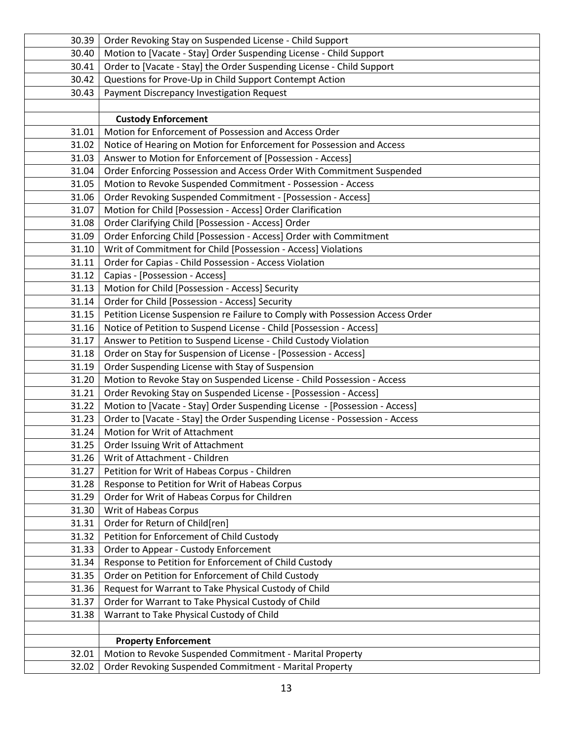| | |
|---|---|
| 30.39 | Order Revoking Stay on Suspended License - Child Support |
| 30.40 | Motion to [Vacate - Stay] Order Suspending License - Child Support |
| 30.41 | Order to [Vacate - Stay] the Order Suspending License - Child Support |
| 30.42 | Questions for Prove-Up in Child Support Contempt Action |
| 30.43 | Payment Discrepancy Investigation Request |
| | |
| | **Custody Enforcement** |
| 31.01 | Motion for Enforcement of Possession and Access Order |
| 31.02 | Notice of Hearing on Motion for Enforcement for Possession and Access |
| 31.03 | Answer to Motion for Enforcement of [Possession - Access] |
| 31.04 | Order Enforcing Possession and Access Order With Commitment Suspended |
| 31.05 | Motion to Revoke Suspended Commitment - Possession - Access |
| 31.06 | Order Revoking Suspended Commitment - [Possession - Access] |
| 31.07 | Motion for Child [Possession - Access] Order Clarification |
| 31.08 | Order Clarifying Child [Possession - Access] Order |
| 31.09 | Order Enforcing Child [Possession - Access] Order with Commitment |
| 31.10 | Writ of Commitment for Child [Possession - Access] Violations |
| 31.11 | Order for Capias - Child Possession - Access Violation |
| 31.12 | Capias - [Possession - Access] |
| 31.13 | Motion for Child [Possession - Access] Security |
| 31.14 | Order for Child [Possession - Access] Security |
| 31.15 | Petition License Suspension re Failure to Comply with Possession Access Order |
| 31.16 | Notice of Petition to Suspend License - Child [Possession - Access] |
| 31.17 | Answer to Petition to Suspend License - Child Custody Violation |
| 31.18 | Order on Stay for Suspension of License - [Possession - Access] |
| 31.19 | Order Suspending License with Stay of Suspension |
| 31.20 | Motion to Revoke Stay on Suspended License - Child Possession - Access |
| 31.21 | Order Revoking Stay on Suspended License - [Possession - Access] |
| 31.22 | Motion to [Vacate - Stay] Order Suspending License - [Possession - Access] |
| 31.23 | Order to [Vacate - Stay] the Order Suspending License - Possession - Access |
| 31.24 | Motion for Writ of Attachment |
| 31.25 | Order Issuing Writ of Attachment |
| 31.26 | Writ of Attachment - Children |
| 31.27 | Petition for Writ of Habeas Corpus - Children |
| 31.28 | Response to Petition for Writ of Habeas Corpus |
| 31.29 | Order for Writ of Habeas Corpus for Children |
| 31.30 | Writ of Habeas Corpus |
| 31.31 | Order for Return of Child[ren] |
| 31.32 | Petition for Enforcement of Child Custody |
| 31.33 | Order to Appear - Custody Enforcement |
| 31.34 | Response to Petition for Enforcement of Child Custody |
| 31.35 | Order on Petition for Enforcement of Child Custody |
| 31.36 | Request for Warrant to Take Physical Custody of Child |
| 31.37 | Order for Warrant to Take Physical Custody of Child |
| 31.38 | Warrant to Take Physical Custody of Child |
| | |
| | **Property Enforcement** |
| 32.01 | Motion to Revoke Suspended Commitment - Marital Property |
| 32.02 | Order Revoking Suspended Commitment - Marital Property |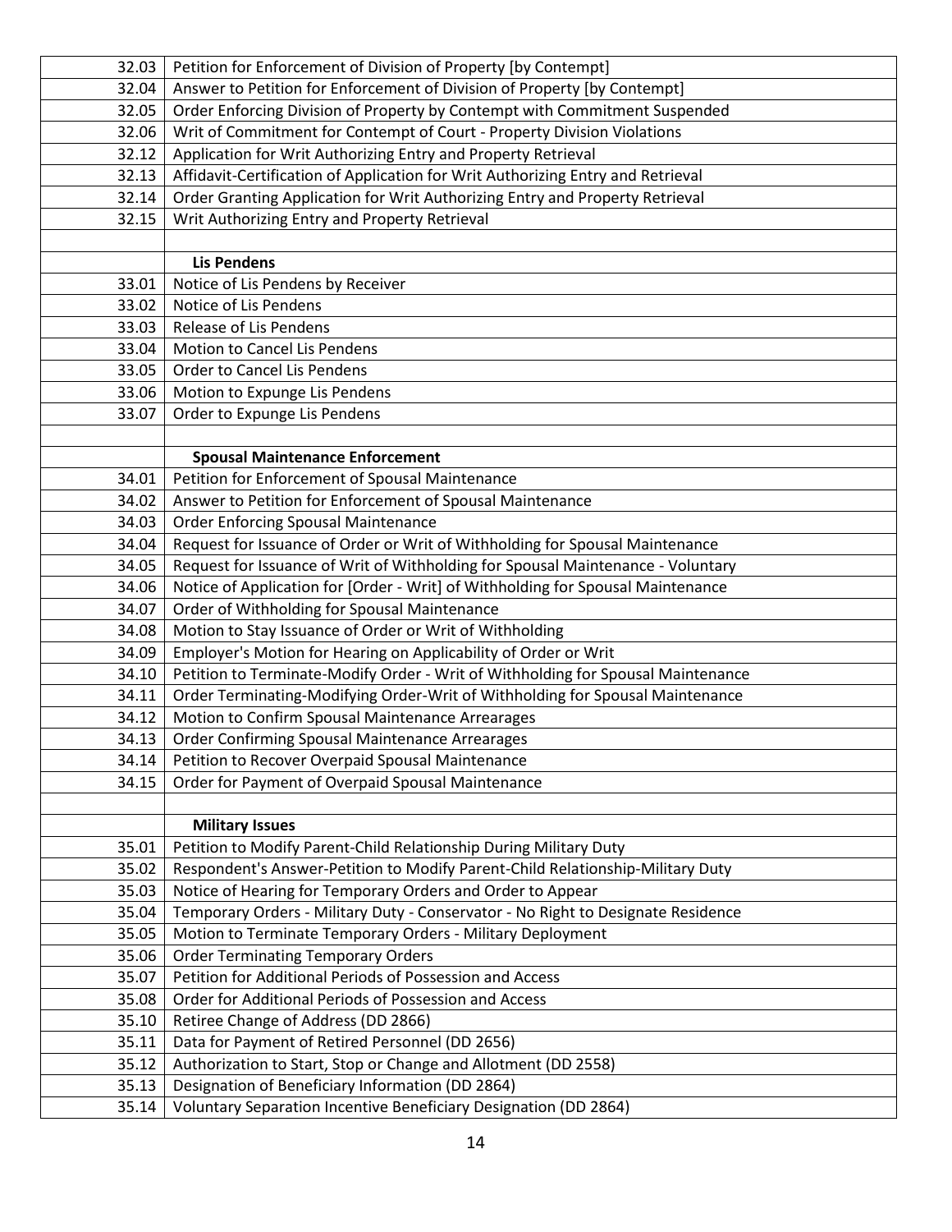| | |
|---|---|
| 32.03 | Petition for Enforcement of Division of Property [by Contempt] |
| 32.04 | Answer to Petition for Enforcement of Division of Property [by Contempt] |
| 32.05 | Order Enforcing Division of Property by Contempt with Commitment Suspended |
| 32.06 | Writ of Commitment for Contempt of Court - Property Division Violations |
| 32.12 | Application for Writ Authorizing Entry and Property Retrieval |
| 32.13 | Affidavit-Certification of Application for Writ Authorizing Entry and Retrieval |
| 32.14 | Order Granting Application for Writ Authorizing Entry and Property Retrieval |
| 32.15 | Writ Authorizing Entry and Property Retrieval |
| | |
| | **Lis Pendens** |
| 33.01 | Notice of Lis Pendens by Receiver |
| 33.02 | Notice of Lis Pendens |
| 33.03 | Release of Lis Pendens |
| 33.04 | Motion to Cancel Lis Pendens |
| 33.05 | Order to Cancel Lis Pendens |
| 33.06 | Motion to Expunge Lis Pendens |
| 33.07 | Order to Expunge Lis Pendens |
| | |
| | **Spousal Maintenance Enforcement** |
| 34.01 | Petition for Enforcement of Spousal Maintenance |
| 34.02 | Answer to Petition for Enforcement of Spousal Maintenance |
| 34.03 | Order Enforcing Spousal Maintenance |
| 34.04 | Request for Issuance of Order or Writ of Withholding for Spousal Maintenance |
| 34.05 | Request for Issuance of Writ of Withholding for Spousal Maintenance - Voluntary |
| 34.06 | Notice of Application for [Order - Writ] of Withholding for Spousal Maintenance |
| 34.07 | Order of Withholding for Spousal Maintenance |
| 34.08 | Motion to Stay Issuance of Order or Writ of Withholding |
| 34.09 | Employer's Motion for Hearing on Applicability of Order or Writ |
| 34.10 | Petition to Terminate-Modify Order - Writ of Withholding for Spousal Maintenance |
| 34.11 | Order Terminating-Modifying Order-Writ of Withholding for Spousal Maintenance |
| 34.12 | Motion to Confirm Spousal Maintenance Arrearages |
| 34.13 | Order Confirming Spousal Maintenance Arrearages |
| 34.14 | Petition to Recover Overpaid Spousal Maintenance |
| 34.15 | Order for Payment of Overpaid Spousal Maintenance |
| | |
| | **Military Issues** |
| 35.01 | Petition to Modify Parent-Child Relationship During Military Duty |
| 35.02 | Respondent's Answer-Petition to Modify Parent-Child Relationship-Military Duty |
| 35.03 | Notice of Hearing for Temporary Orders and Order to Appear |
| 35.04 | Temporary Orders - Military Duty - Conservator - No Right to Designate Residence |
| 35.05 | Motion to Terminate Temporary Orders - Military Deployment |
| 35.06 | Order Terminating Temporary Orders |
| 35.07 | Petition for Additional Periods of Possession and Access |
| 35.08 | Order for Additional Periods of Possession and Access |
| 35.10 | Retiree Change of Address (DD 2866) |
| 35.11 | Data for Payment of Retired Personnel (DD 2656) |
| 35.12 | Authorization to Start, Stop or Change and Allotment (DD 2558) |
| 35.13 | Designation of Beneficiary Information (DD 2864) |
| 35.14 | Voluntary Separation Incentive Beneficiary Designation (DD 2864) |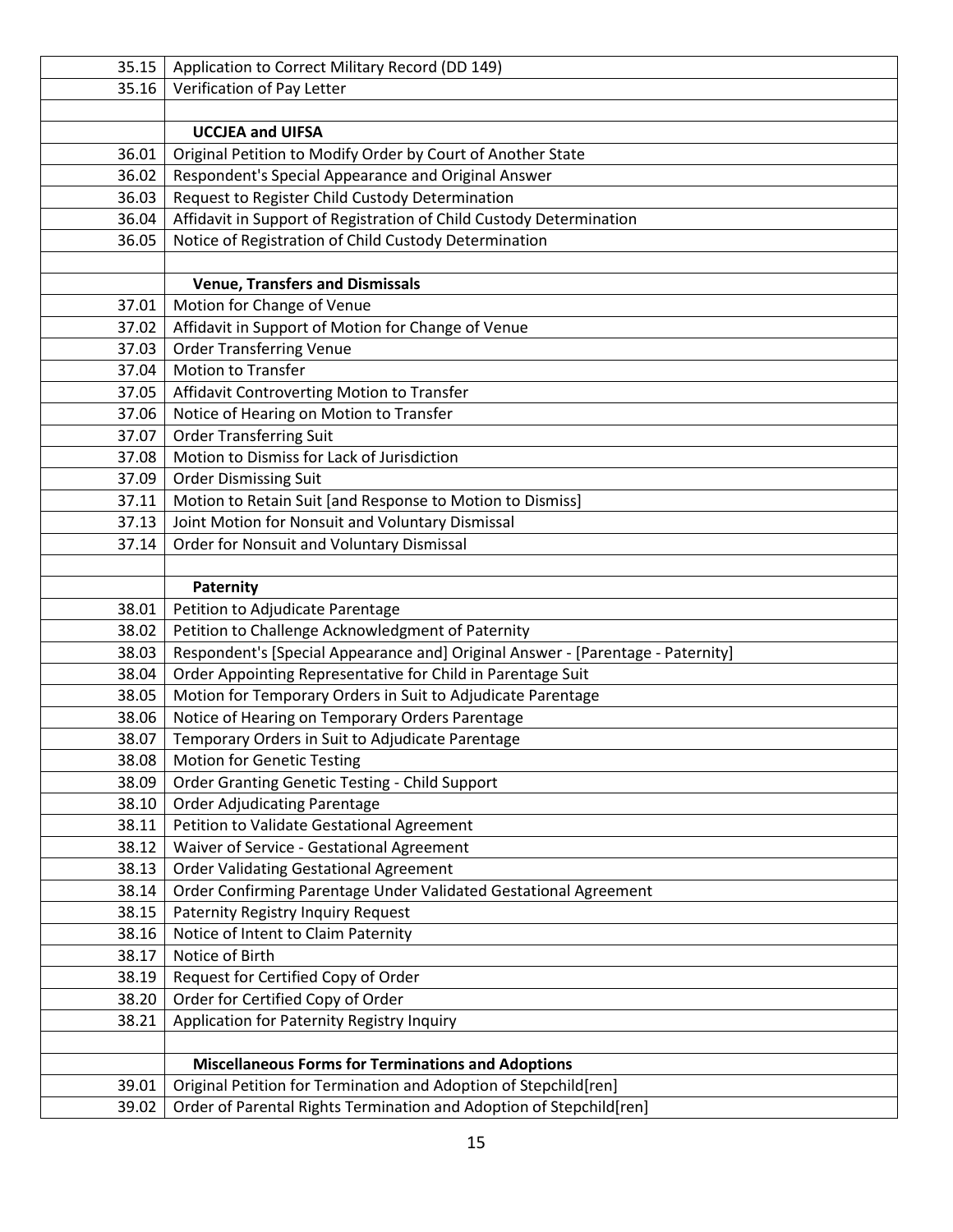| | |
|---|---|
| 35.15 | Application to Correct Military Record (DD 149) |
| 35.16 | Verification of Pay Letter |
| | |
| | **UCCJEA and UIFSA** |
| 36.01 | Original Petition to Modify Order by Court of Another State |
| 36.02 | Respondent's Special Appearance and Original Answer |
| 36.03 | Request to Register Child Custody Determination |
| 36.04 | Affidavit in Support of Registration of Child Custody Determination |
| 36.05 | Notice of Registration of Child Custody Determination |
| | |
| | **Venue, Transfers and Dismissals** |
| 37.01 | Motion for Change of Venue |
| 37.02 | Affidavit in Support of Motion for Change of Venue |
| 37.03 | Order Transferring Venue |
| 37.04 | Motion to Transfer |
| 37.05 | Affidavit Controverting Motion to Transfer |
| 37.06 | Notice of Hearing on Motion to Transfer |
| 37.07 | Order Transferring Suit |
| 37.08 | Motion to Dismiss for Lack of Jurisdiction |
| 37.09 | Order Dismissing Suit |
| 37.11 | Motion to Retain Suit [and Response to Motion to Dismiss] |
| 37.13 | Joint Motion for Nonsuit and Voluntary Dismissal |
| 37.14 | Order for Nonsuit and Voluntary Dismissal |
| | |
| | **Paternity** |
| 38.01 | Petition to Adjudicate Parentage |
| 38.02 | Petition to Challenge Acknowledgment of Paternity |
| 38.03 | Respondent's [Special Appearance and] Original Answer - [Parentage - Paternity] |
| 38.04 | Order Appointing Representative for Child in Parentage Suit |
| 38.05 | Motion for Temporary Orders in Suit to Adjudicate Parentage |
| 38.06 | Notice of Hearing on Temporary Orders Parentage |
| 38.07 | Temporary Orders in Suit to Adjudicate Parentage |
| 38.08 | Motion for Genetic Testing |
| 38.09 | Order Granting Genetic Testing - Child Support |
| 38.10 | Order Adjudicating Parentage |
| 38.11 | Petition to Validate Gestational Agreement |
| 38.12 | Waiver of Service - Gestational Agreement |
| 38.13 | Order Validating Gestational Agreement |
| 38.14 | Order Confirming Parentage Under Validated Gestational Agreement |
| 38.15 | Paternity Registry Inquiry Request |
| 38.16 | Notice of Intent to Claim Paternity |
| 38.17 | Notice of Birth |
| 38.19 | Request for Certified Copy of Order |
| 38.20 | Order for Certified Copy of Order |
| 38.21 | Application for Paternity Registry Inquiry |
| | |
| | **Miscellaneous Forms for Terminations and Adoptions** |
| 39.01 | Original Petition for Termination and Adoption of Stepchild[ren] |
| 39.02 | Order of Parental Rights Termination and Adoption of Stepchild[ren] |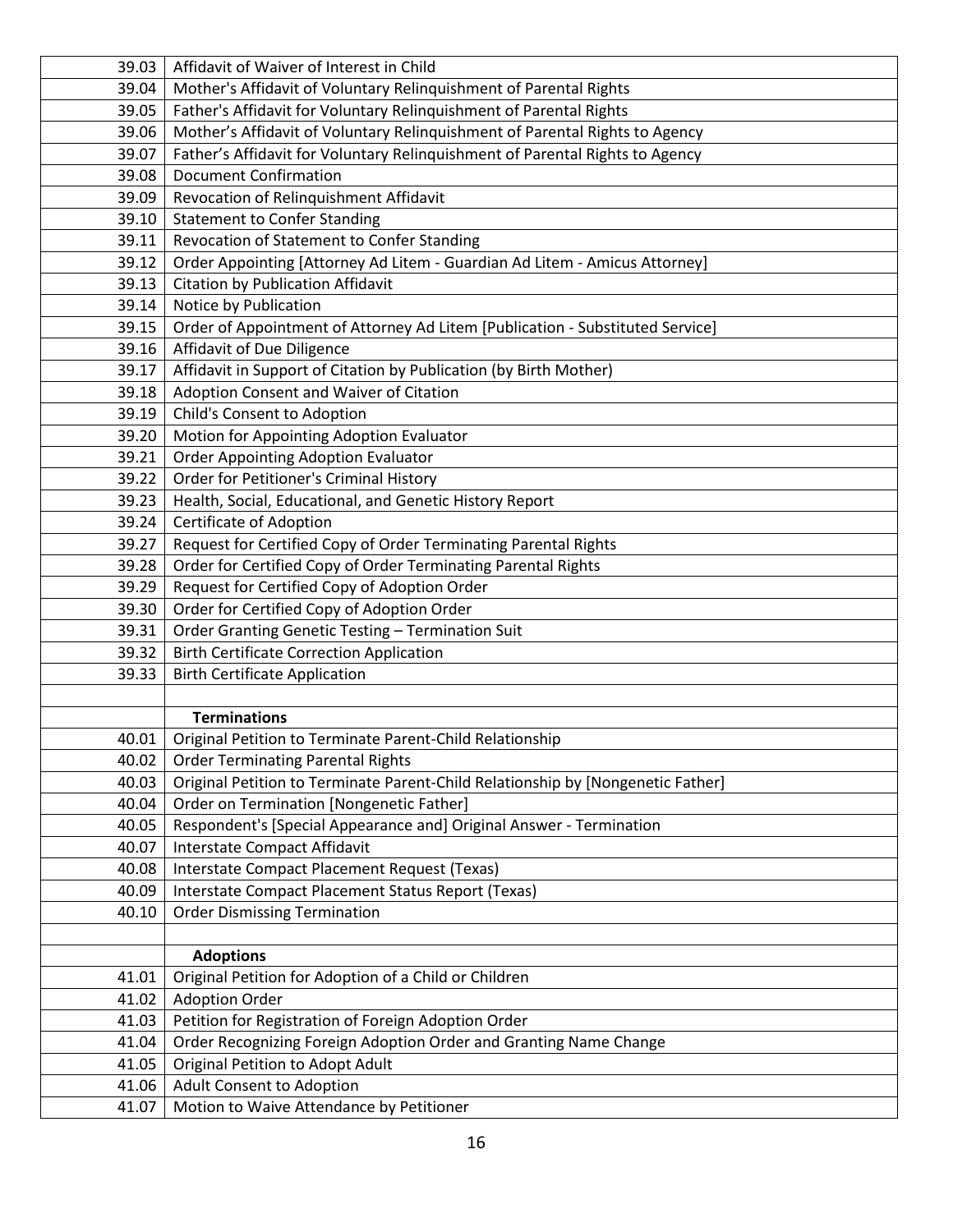| | |
|---|---|
| 39.03 | Affidavit of Waiver of Interest in Child |
| 39.04 | Mother's Affidavit of Voluntary Relinquishment of Parental Rights |
| 39.05 | Father's Affidavit for Voluntary Relinquishment of Parental Rights |
| 39.06 | Mother's Affidavit of Voluntary Relinquishment of Parental Rights to Agency |
| 39.07 | Father's Affidavit for Voluntary Relinquishment of Parental Rights to Agency |
| 39.08 | Document Confirmation |
| 39.09 | Revocation of Relinquishment Affidavit |
| 39.10 | Statement to Confer Standing |
| 39.11 | Revocation of Statement to Confer Standing |
| 39.12 | Order Appointing [Attorney Ad Litem - Guardian Ad Litem - Amicus Attorney] |
| 39.13 | Citation by Publication Affidavit |
| 39.14 | Notice by Publication |
| 39.15 | Order of Appointment of Attorney Ad Litem [Publication - Substituted Service] |
| 39.16 | Affidavit of Due Diligence |
| 39.17 | Affidavit in Support of Citation by Publication (by Birth Mother) |
| 39.18 | Adoption Consent and Waiver of Citation |
| 39.19 | Child's Consent to Adoption |
| 39.20 | Motion for Appointing Adoption Evaluator |
| 39.21 | Order Appointing Adoption Evaluator |
| 39.22 | Order for Petitioner's Criminal History |
| 39.23 | Health, Social, Educational, and Genetic History Report |
| 39.24 | Certificate of Adoption |
| 39.27 | Request for Certified Copy of Order Terminating Parental Rights |
| 39.28 | Order for Certified Copy of Order Terminating Parental Rights |
| 39.29 | Request for Certified Copy of Adoption Order |
| 39.30 | Order for Certified Copy of Adoption Order |
| 39.31 | Order Granting Genetic Testing – Termination Suit |
| 39.32 | Birth Certificate Correction Application |
| 39.33 | Birth Certificate Application |
| | |
| | **Terminations** |
| 40.01 | Original Petition to Terminate Parent-Child Relationship |
| 40.02 | Order Terminating Parental Rights |
| 40.03 | Original Petition to Terminate Parent-Child Relationship by [Nongenetic Father] |
| 40.04 | Order on Termination [Nongenetic Father] |
| 40.05 | Respondent's [Special Appearance and] Original Answer - Termination |
| 40.07 | Interstate Compact Affidavit |
| 40.08 | Interstate Compact Placement Request (Texas) |
| 40.09 | Interstate Compact Placement Status Report (Texas) |
| 40.10 | Order Dismissing Termination |
| | |
| | **Adoptions** |
| 41.01 | Original Petition for Adoption of a Child or Children |
| 41.02 | Adoption Order |
| 41.03 | Petition for Registration of Foreign Adoption Order |
| 41.04 | Order Recognizing Foreign Adoption Order and Granting Name Change |
| 41.05 | Original Petition to Adopt Adult |
| 41.06 | Adult Consent to Adoption |
| 41.07 | Motion to Waive Attendance by Petitioner |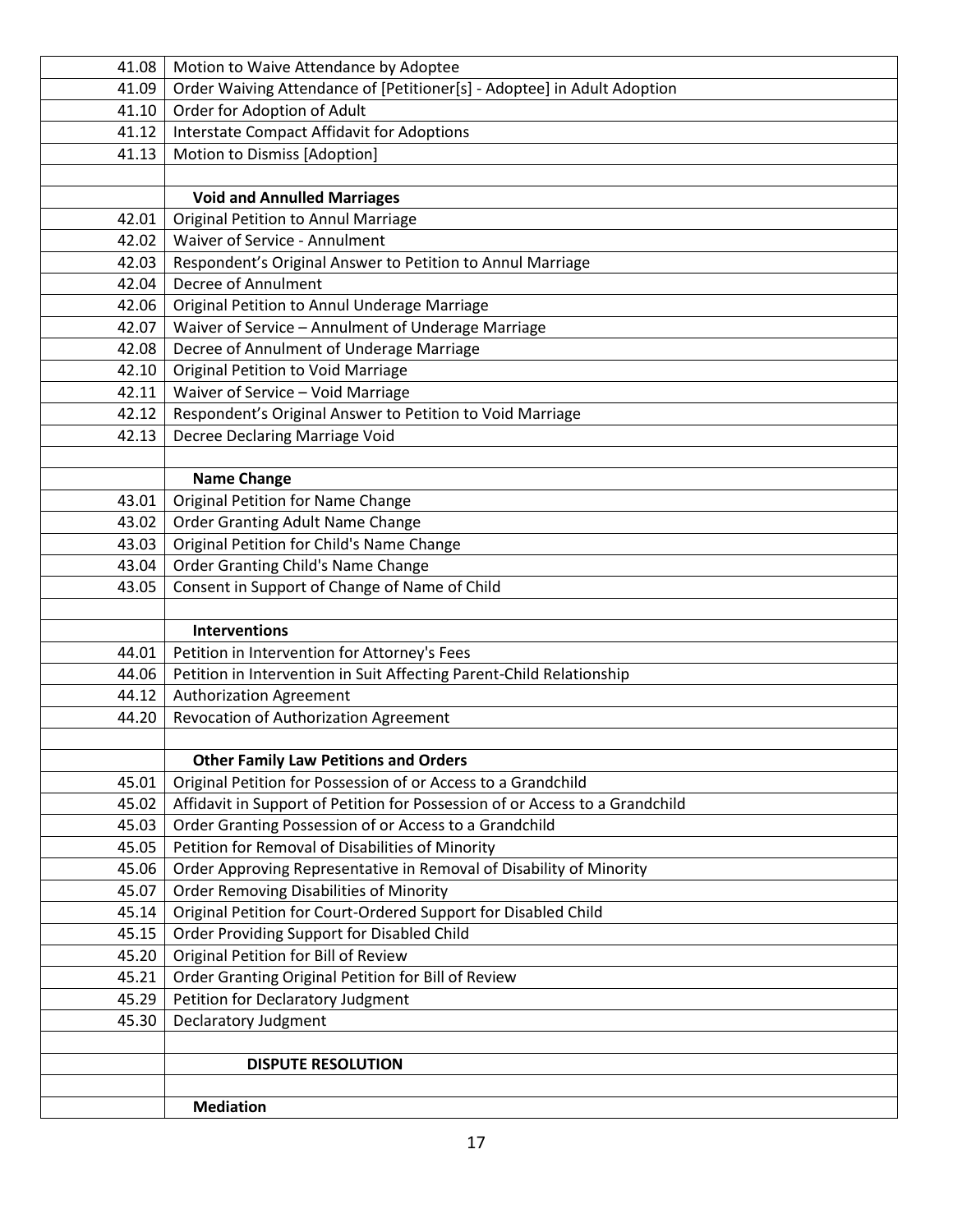| | |
|---|---|
| 41.08 | Motion to Waive Attendance by Adoptee |
| 41.09 | Order Waiving Attendance of [Petitioner[s] - Adoptee] in Adult Adoption |
| 41.10 | Order for Adoption of Adult |
| 41.12 | Interstate Compact Affidavit for Adoptions |
| 41.13 | Motion to Dismiss [Adoption] |
| | |
| | **Void and Annulled Marriages** |
| 42.01 | Original Petition to Annul Marriage |
| 42.02 | Waiver of Service - Annulment |
| 42.03 | Respondent's Original Answer to Petition to Annul Marriage |
| 42.04 | Decree of Annulment |
| 42.06 | Original Petition to Annul Underage Marriage |
| 42.07 | Waiver of Service – Annulment of Underage Marriage |
| 42.08 | Decree of Annulment of Underage Marriage |
| 42.10 | Original Petition to Void Marriage |
| 42.11 | Waiver of Service – Void Marriage |
| 42.12 | Respondent's Original Answer to Petition to Void Marriage |
| 42.13 | Decree Declaring Marriage Void |
| | |
| | **Name Change** |
| 43.01 | Original Petition for Name Change |
| 43.02 | Order Granting Adult Name Change |
| 43.03 | Original Petition for Child's Name Change |
| 43.04 | Order Granting Child's Name Change |
| 43.05 | Consent in Support of Change of Name of Child |
| | |
| | **Interventions** |
| 44.01 | Petition in Intervention for Attorney's Fees |
| 44.06 | Petition in Intervention in Suit Affecting Parent-Child Relationship |
| 44.12 | Authorization Agreement |
| 44.20 | Revocation of Authorization Agreement |
| | |
| | **Other Family Law Petitions and Orders** |
| 45.01 | Original Petition for Possession of or Access to a Grandchild |
| 45.02 | Affidavit in Support of Petition for Possession of or Access to a Grandchild |
| 45.03 | Order Granting Possession of or Access to a Grandchild |
| 45.05 | Petition for Removal of Disabilities of Minority |
| 45.06 | Order Approving Representative in Removal of Disability of Minority |
| 45.07 | Order Removing Disabilities of Minority |
| 45.14 | Original Petition for Court-Ordered Support for Disabled Child |
| 45.15 | Order Providing Support for Disabled Child |
| 45.20 | Original Petition for Bill of Review |
| 45.21 | Order Granting Original Petition for Bill of Review |
| 45.29 | Petition for Declaratory Judgment |
| 45.30 | Declaratory Judgment |
| | |
| | **DISPUTE RESOLUTION** |
| | |
| | **Mediation** |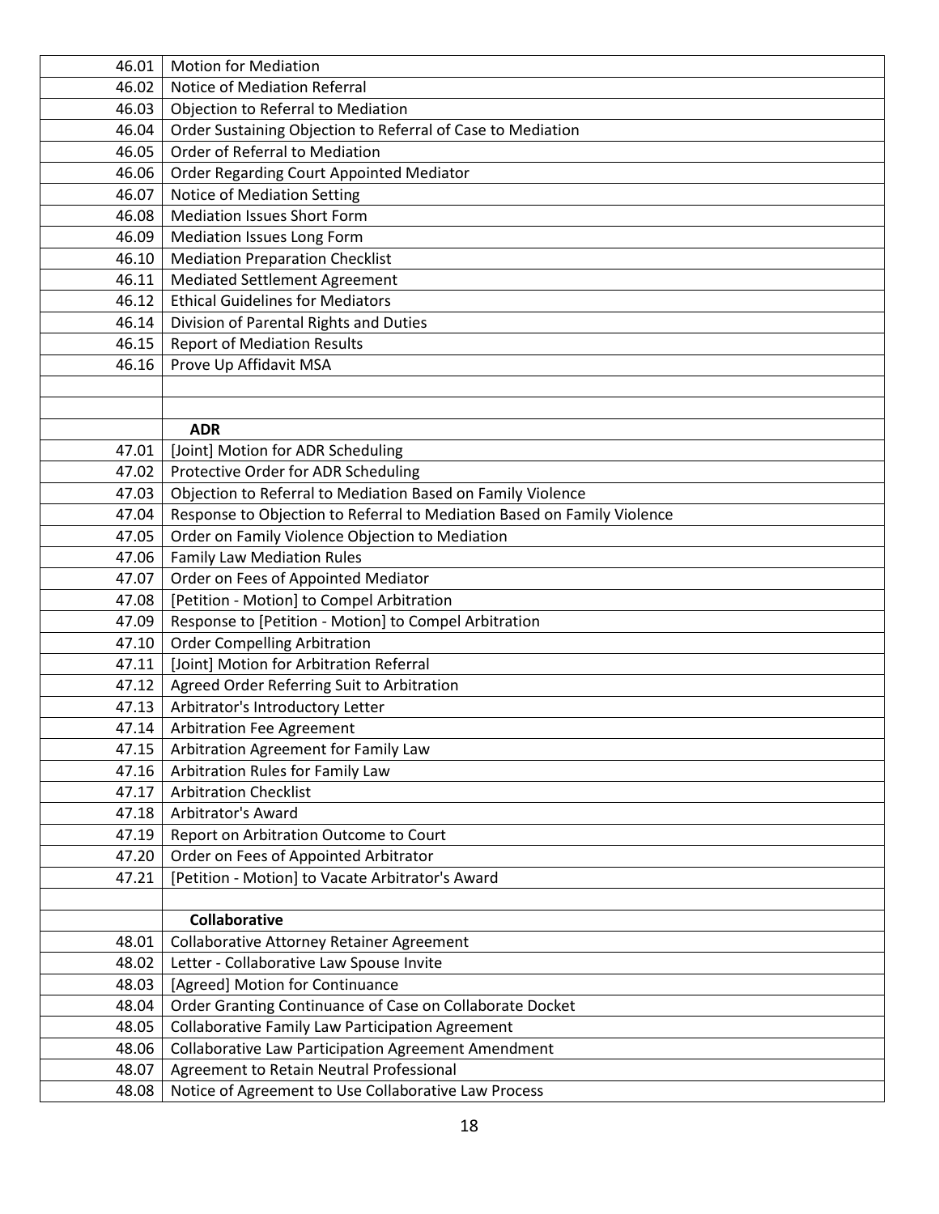| | |
|---|---|
| 46.01 | Motion for Mediation |
| 46.02 | Notice of Mediation Referral |
| 46.03 | Objection to Referral to Mediation |
| 46.04 | Order Sustaining Objection to Referral of Case to Mediation |
| 46.05 | Order of Referral to Mediation |
| 46.06 | Order Regarding Court Appointed Mediator |
| 46.07 | Notice of Mediation Setting |
| 46.08 | Mediation Issues Short Form |
| 46.09 | Mediation Issues Long Form |
| 46.10 | Mediation Preparation Checklist |
| 46.11 | Mediated Settlement Agreement |
| 46.12 | Ethical Guidelines for Mediators |
| 46.14 | Division of Parental Rights and Duties |
| 46.15 | Report of Mediation Results |
| 46.16 | Prove Up Affidavit MSA |
| | |
| | |
| | **ADR** |
| 47.01 | [Joint] Motion for ADR Scheduling |
| 47.02 | Protective Order for ADR Scheduling |
| 47.03 | Objection to Referral to Mediation Based on Family Violence |
| 47.04 | Response to Objection to Referral to Mediation Based on Family Violence |
| 47.05 | Order on Family Violence Objection to Mediation |
| 47.06 | Family Law Mediation Rules |
| 47.07 | Order on Fees of Appointed Mediator |
| 47.08 | [Petition - Motion] to Compel Arbitration |
| 47.09 | Response to [Petition - Motion] to Compel Arbitration |
| 47.10 | Order Compelling Arbitration |
| 47.11 | [Joint] Motion for Arbitration Referral |
| 47.12 | Agreed Order Referring Suit to Arbitration |
| 47.13 | Arbitrator's Introductory Letter |
| 47.14 | Arbitration Fee Agreement |
| 47.15 | Arbitration Agreement for Family Law |
| 47.16 | Arbitration Rules for Family Law |
| 47.17 | Arbitration Checklist |
| 47.18 | Arbitrator's Award |
| 47.19 | Report on Arbitration Outcome to Court |
| 47.20 | Order on Fees of Appointed Arbitrator |
| 47.21 | [Petition - Motion] to Vacate Arbitrator's Award |
| | |
| | **Collaborative** |
| 48.01 | Collaborative Attorney Retainer Agreement |
| 48.02 | Letter - Collaborative Law Spouse Invite |
| 48.03 | [Agreed] Motion for Continuance |
| 48.04 | Order Granting Continuance of Case on Collaborate Docket |
| 48.05 | Collaborative Family Law Participation Agreement |
| 48.06 | Collaborative Law Participation Agreement Amendment |
| 48.07 | Agreement to Retain Neutral Professional |
| 48.08 | Notice of Agreement to Use Collaborative Law Process |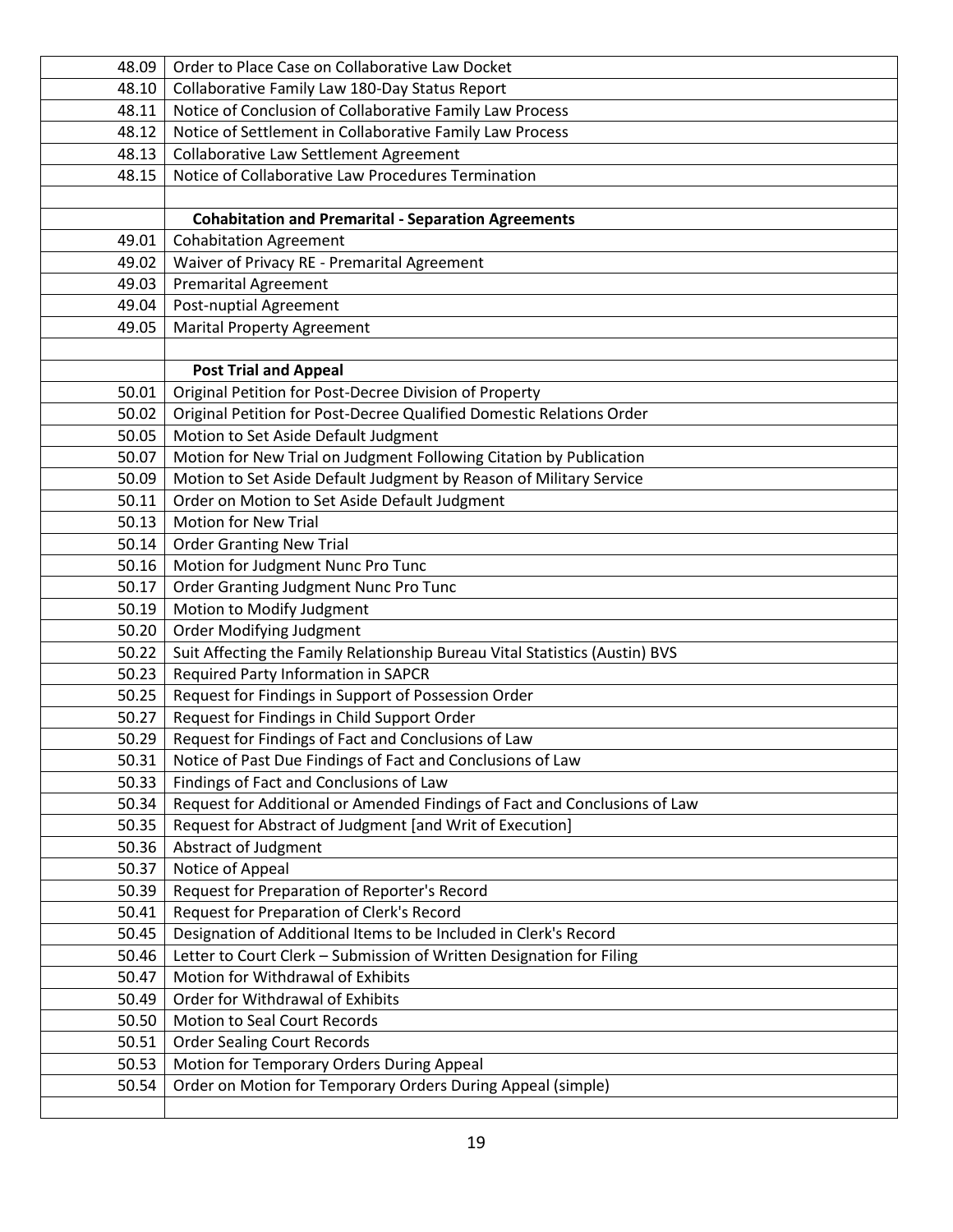| | |
|---|---|
| 48.09 | Order to Place Case on Collaborative Law Docket |
| 48.10 | Collaborative Family Law 180-Day Status Report |
| 48.11 | Notice of Conclusion of Collaborative Family Law Process |
| 48.12 | Notice of Settlement in Collaborative Family Law Process |
| 48.13 | Collaborative Law Settlement Agreement |
| 48.15 | Notice of Collaborative Law Procedures Termination |
| | |
| | **Cohabitation and Premarital - Separation Agreements** |
| 49.01 | Cohabitation Agreement |
| 49.02 | Waiver of Privacy RE - Premarital Agreement |
| 49.03 | Premarital Agreement |
| 49.04 | Post-nuptial Agreement |
| 49.05 | Marital Property Agreement |
| | |
| | **Post Trial and Appeal** |
| 50.01 | Original Petition for Post-Decree Division of Property |
| 50.02 | Original Petition for Post-Decree Qualified Domestic Relations Order |
| 50.05 | Motion to Set Aside Default Judgment |
| 50.07 | Motion for New Trial on Judgment Following Citation by Publication |
| 50.09 | Motion to Set Aside Default Judgment by Reason of Military Service |
| 50.11 | Order on Motion to Set Aside Default Judgment |
| 50.13 | Motion for New Trial |
| 50.14 | Order Granting New Trial |
| 50.16 | Motion for Judgment Nunc Pro Tunc |
| 50.17 | Order Granting Judgment Nunc Pro Tunc |
| 50.19 | Motion to Modify Judgment |
| 50.20 | Order Modifying Judgment |
| 50.22 | Suit Affecting the Family Relationship Bureau Vital Statistics (Austin) BVS |
| 50.23 | Required Party Information in SAPCR |
| 50.25 | Request for Findings in Support of Possession Order |
| 50.27 | Request for Findings in Child Support Order |
| 50.29 | Request for Findings of Fact and Conclusions of Law |
| 50.31 | Notice of Past Due Findings of Fact and Conclusions of Law |
| 50.33 | Findings of Fact and Conclusions of Law |
| 50.34 | Request for Additional or Amended Findings of Fact and Conclusions of Law |
| 50.35 | Request for Abstract of Judgment [and Writ of Execution] |
| 50.36 | Abstract of Judgment |
| 50.37 | Notice of Appeal |
| 50.39 | Request for Preparation of Reporter's Record |
| 50.41 | Request for Preparation of Clerk's Record |
| 50.45 | Designation of Additional Items to be Included in Clerk's Record |
| 50.46 | Letter to Court Clerk – Submission of Written Designation for Filing |
| 50.47 | Motion for Withdrawal of Exhibits |
| 50.49 | Order for Withdrawal of Exhibits |
| 50.50 | Motion to Seal Court Records |
| 50.51 | Order Sealing Court Records |
| 50.53 | Motion for Temporary Orders During Appeal |
| 50.54 | Order on Motion for Temporary Orders During Appeal (simple) |
| | |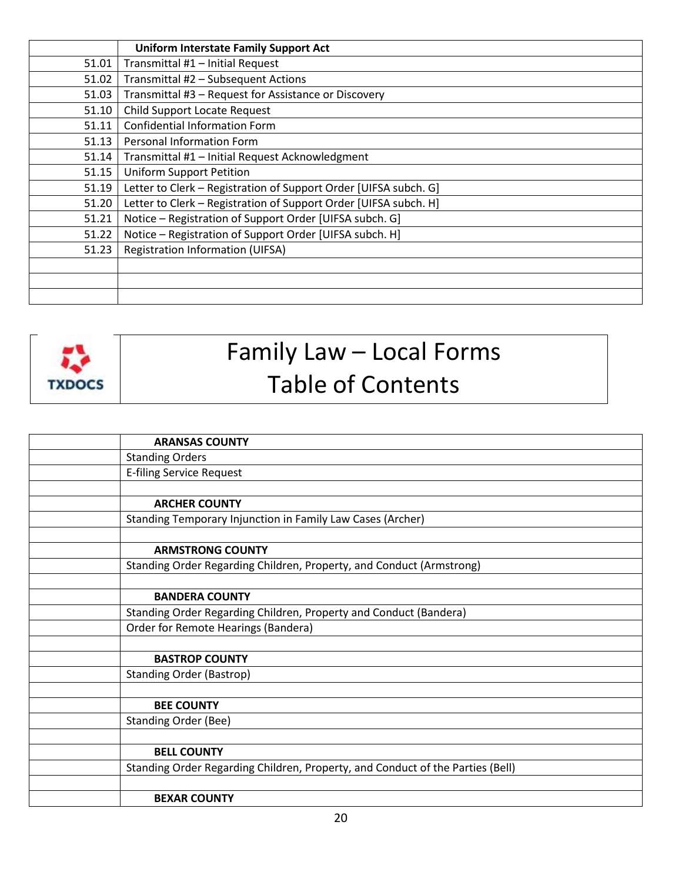| | Uniform Interstate Family Support Act |
|---|---|
| 51.01 | Transmittal #1 – Initial Request |
| 51.02 | Transmittal #2 – Subsequent Actions |
| 51.03 | Transmittal #3 – Request for Assistance or Discovery |
| 51.10 | Child Support Locate Request |
| 51.11 | Confidential Information Form |
| 51.13 | Personal Information Form |
| 51.14 | Transmittal #1 – Initial Request Acknowledgment |
| 51.15 | Uniform Support Petition |
| 51.19 | Letter to Clerk – Registration of Support Order [UIFSA subch. G] |
| 51.20 | Letter to Clerk – Registration of Support Order [UIFSA subch. H] |
| 51.21 | Notice – Registration of Support Order [UIFSA subch. G] |
| 51.22 | Notice – Registration of Support Order [UIFSA subch. H] |
| 51.23 | Registration Information (UIFSA) |
| | |
| | |
| | |

TXDOCS

# Family Law – Local Forms Table of Contents

| | ARANSAS COUNTY |
|---|---|
| | Standing Orders |
| | E-filing Service Request |
| | |
| | **ARCHER COUNTY** |
| | Standing Temporary Injunction in Family Law Cases (Archer) |
| | |
| | **ARMSTRONG COUNTY** |
| | Standing Order Regarding Children, Property, and Conduct (Armstrong) |
| | |
| | **BANDERA COUNTY** |
| | Standing Order Regarding Children, Property and Conduct (Bandera) |
| | Order for Remote Hearings (Bandera) |
| | |
| | **BASTROP COUNTY** |
| | Standing Order (Bastrop) |
| | |
| | **BEE COUNTY** |
| | Standing Order (Bee) |
| | |
| | **BELL COUNTY** |
| | Standing Order Regarding Children, Property, and Conduct of the Parties (Bell) |
| | |
| | **BEXAR COUNTY** |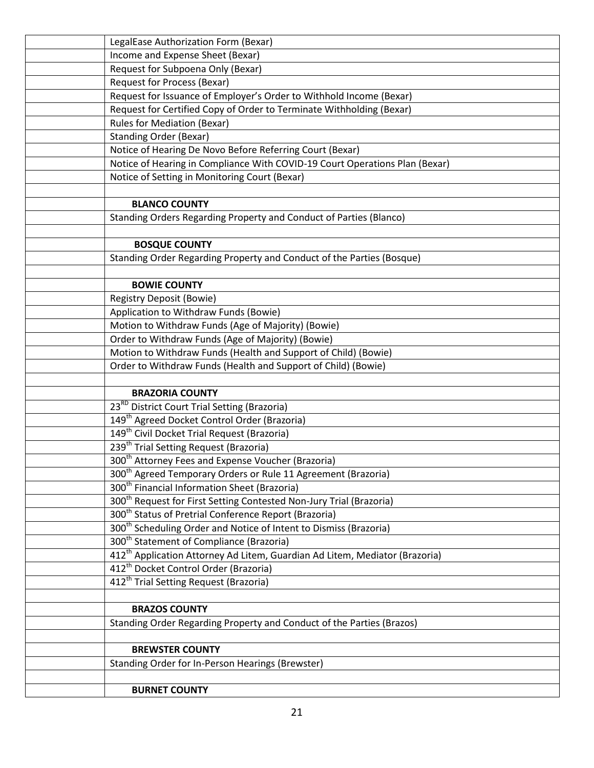| | |
|---|---|
| | LegalEase Authorization Form (Bexar) |
| | Income and Expense Sheet (Bexar) |
| | Request for Subpoena Only (Bexar) |
| | Request for Process (Bexar) |
| | Request for Issuance of Employer's Order to Withhold Income (Bexar) |
| | Request for Certified Copy of Order to Terminate Withholding (Bexar) |
| | Rules for Mediation (Bexar) |
| | Standing Order (Bexar) |
| | Notice of Hearing De Novo Before Referring Court (Bexar) |
| | Notice of Hearing in Compliance With COVID-19 Court Operations Plan (Bexar) |
| | Notice of Setting in Monitoring Court (Bexar) |
| | |
| | **BLANCO COUNTY** |
| | Standing Orders Regarding Property and Conduct of Parties (Blanco) |
| | |
| | **BOSQUE COUNTY** |
| | Standing Order Regarding Property and Conduct of the Parties (Bosque) |
| | |
| | **BOWIE COUNTY** |
| | Registry Deposit (Bowie) |
| | Application to Withdraw Funds (Bowie) |
| | Motion to Withdraw Funds (Age of Majority) (Bowie) |
| | Order to Withdraw Funds (Age of Majority) (Bowie) |
| | Motion to Withdraw Funds (Health and Support of Child) (Bowie) |
| | Order to Withdraw Funds (Health and Support of Child) (Bowie) |
| | |
| | **BRAZORIA COUNTY** |
| | 23RD District Court Trial Setting (Brazoria) |
| | 149th Agreed Docket Control Order (Brazoria) |
| | 149th Civil Docket Trial Request (Brazoria) |
| | 239th Trial Setting Request (Brazoria) |
| | 300th Attorney Fees and Expense Voucher (Brazoria) |
| | 300th Agreed Temporary Orders or Rule 11 Agreement (Brazoria) |
| | 300th Financial Information Sheet (Brazoria) |
| | 300th Request for First Setting Contested Non-Jury Trial (Brazoria) |
| | 300th Status of Pretrial Conference Report (Brazoria) |
| | 300th Scheduling Order and Notice of Intent to Dismiss (Brazoria) |
| | 300th Statement of Compliance (Brazoria) |
| | 412th Application Attorney Ad Litem, Guardian Ad Litem, Mediator (Brazoria) |
| | 412th Docket Control Order (Brazoria) |
| | 412th Trial Setting Request (Brazoria) |
| | |
| | **BRAZOS COUNTY** |
| | Standing Order Regarding Property and Conduct of the Parties (Brazos) |
| | |
| | **BREWSTER COUNTY** |
| | Standing Order for In-Person Hearings (Brewster) |
| | |
| | **BURNET COUNTY** |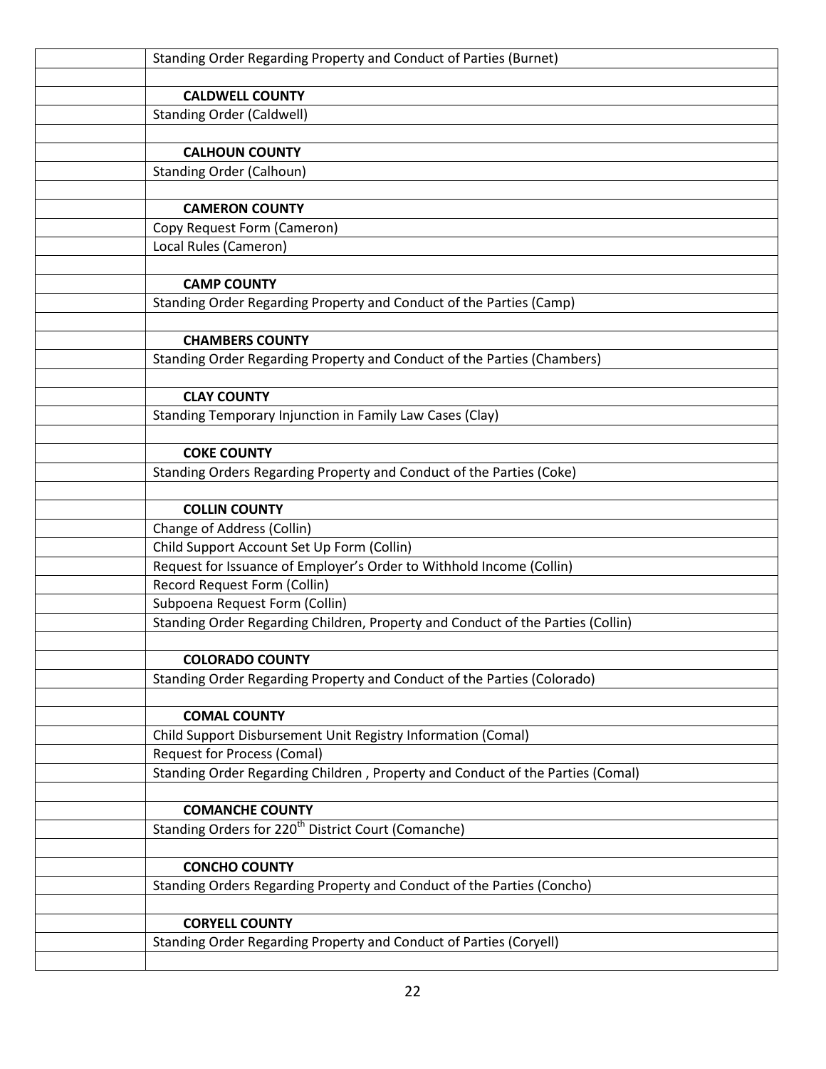| | |
|---|---|
| | Standing Order Regarding Property and Conduct of Parties (Burnet) |
| | |
| | **CALDWELL COUNTY** |
| | Standing Order (Caldwell) |
| | |
| | **CALHOUN COUNTY** |
| | Standing Order (Calhoun) |
| | |
| | **CAMERON COUNTY** |
| | Copy Request Form (Cameron) |
| | Local Rules (Cameron) |
| | |
| | **CAMP COUNTY** |
| | Standing Order Regarding Property and Conduct of the Parties (Camp) |
| | |
| | **CHAMBERS COUNTY** |
| | Standing Order Regarding Property and Conduct of the Parties (Chambers) |
| | |
| | **CLAY COUNTY** |
| | Standing Temporary Injunction in Family Law Cases (Clay) |
| | |
| | **COKE COUNTY** |
| | Standing Orders Regarding Property and Conduct of the Parties (Coke) |
| | |
| | **COLLIN COUNTY** |
| | Change of Address (Collin) |
| | Child Support Account Set Up Form (Collin) |
| | Request for Issuance of Employer's Order to Withhold Income (Collin) |
| | Record Request Form (Collin) |
| | Subpoena Request Form (Collin) |
| | Standing Order Regarding Children, Property and Conduct of the Parties (Collin) |
| | |
| | **COLORADO COUNTY** |
| | Standing Order Regarding Property and Conduct of the Parties (Colorado) |
| | |
| | **COMAL COUNTY** |
| | Child Support Disbursement Unit Registry Information (Comal) |
| | Request for Process (Comal) |
| | Standing Order Regarding Children , Property and Conduct of the Parties (Comal) |
| | |
| | **COMANCHE COUNTY** |
| | Standing Orders for 220th District Court (Comanche) |
| | |
| | **CONCHO COUNTY** |
| | Standing Orders Regarding Property and Conduct of the Parties (Concho) |
| | |
| | **CORYELL COUNTY** |
| | Standing Order Regarding Property and Conduct of Parties (Coryell) |
| | |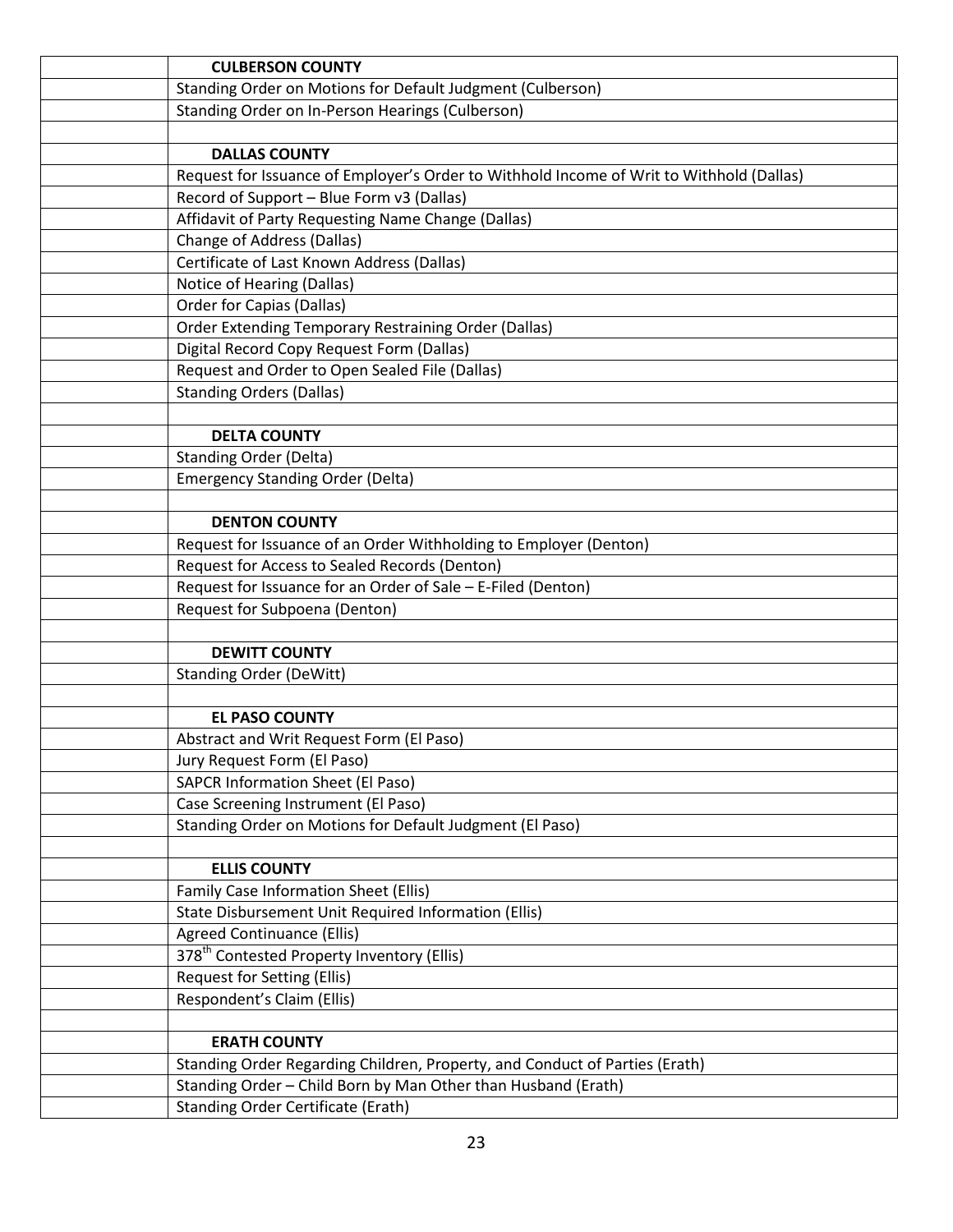| | |
|---|---|
| | **CULBERSON COUNTY** |
| | Standing Order on Motions for Default Judgment (Culberson) |
| | Standing Order on In-Person Hearings (Culberson) |
| | |
| | **DALLAS COUNTY** |
| | Request for Issuance of Employer's Order to Withhold Income of Writ to Withhold (Dallas) |
| | Record of Support – Blue Form v3 (Dallas) |
| | Affidavit of Party Requesting Name Change (Dallas) |
| | Change of Address (Dallas) |
| | Certificate of Last Known Address (Dallas) |
| | Notice of Hearing (Dallas) |
| | Order for Capias (Dallas) |
| | Order Extending Temporary Restraining Order (Dallas) |
| | Digital Record Copy Request Form (Dallas) |
| | Request and Order to Open Sealed File (Dallas) |
| | Standing Orders (Dallas) |
| | |
| | **DELTA COUNTY** |
| | Standing Order (Delta) |
| | Emergency Standing Order (Delta) |
| | |
| | **DENTON COUNTY** |
| | Request for Issuance of an Order Withholding to Employer (Denton) |
| | Request for Access to Sealed Records (Denton) |
| | Request for Issuance for an Order of Sale – E-Filed (Denton) |
| | Request for Subpoena (Denton) |
| | |
| | **DEWITT COUNTY** |
| | Standing Order (DeWitt) |
| | |
| | **EL PASO COUNTY** |
| | Abstract and Writ Request Form (El Paso) |
| | Jury Request Form (El Paso) |
| | SAPCR Information Sheet (El Paso) |
| | Case Screening Instrument (El Paso) |
| | Standing Order on Motions for Default Judgment (El Paso) |
| | |
| | **ELLIS COUNTY** |
| | Family Case Information Sheet (Ellis) |
| | State Disbursement Unit Required Information (Ellis) |
| | Agreed Continuance (Ellis) |
| | 378th Contested Property Inventory (Ellis) |
| | Request for Setting (Ellis) |
| | Respondent's Claim (Ellis) |
| | |
| | **ERATH COUNTY** |
| | Standing Order Regarding Children, Property, and Conduct of Parties (Erath) |
| | Standing Order – Child Born by Man Other than Husband (Erath) |
| | Standing Order Certificate (Erath) |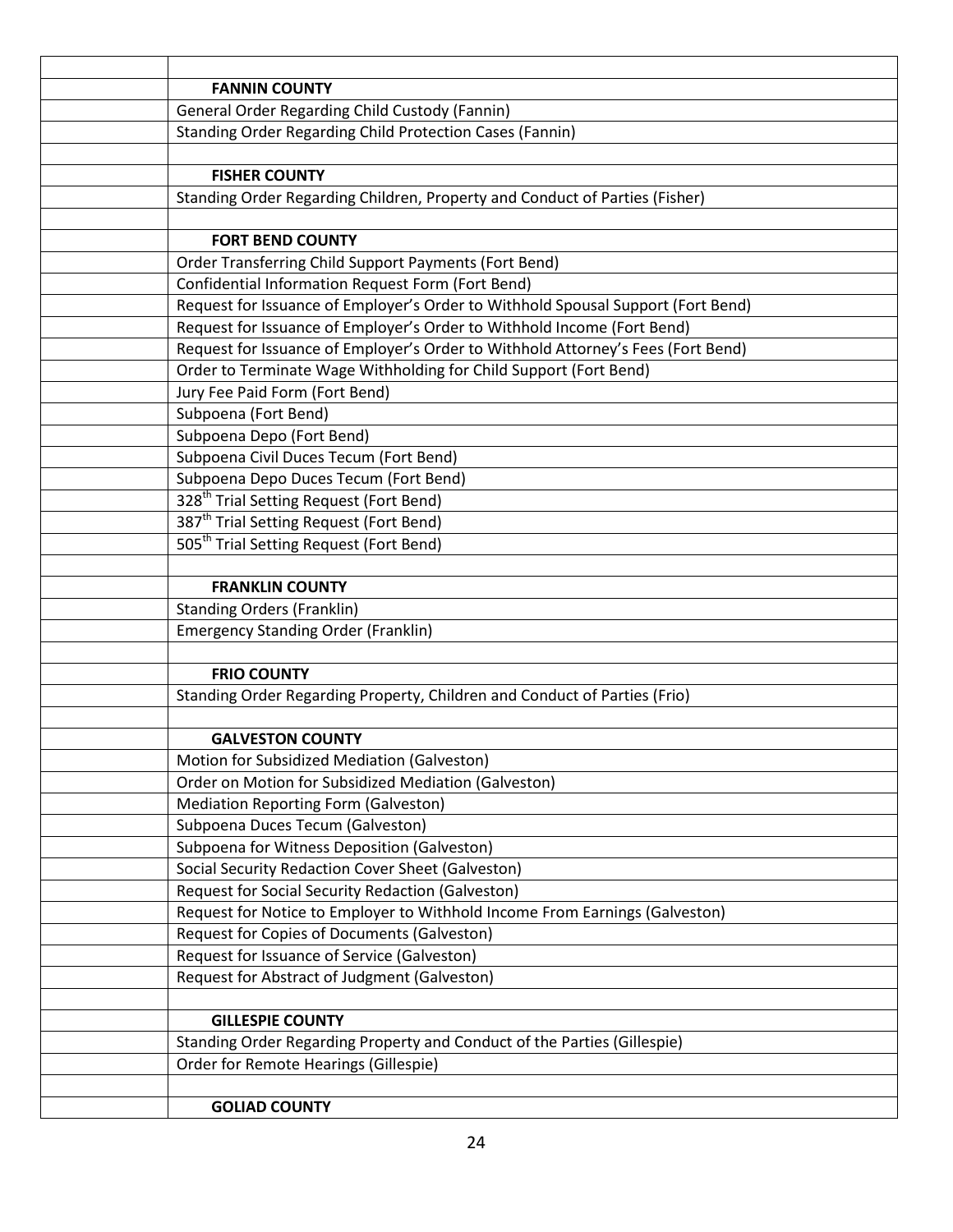| | |
|---|---|
| | **FANNIN COUNTY** |
| | General Order Regarding Child Custody (Fannin) |
| | Standing Order Regarding Child Protection Cases (Fannin) |
| | |
| | **FISHER COUNTY** |
| | Standing Order Regarding Children, Property and Conduct of Parties (Fisher) |
| | |
| | **FORT BEND COUNTY** |
| | Order Transferring Child Support Payments (Fort Bend) |
| | Confidential Information Request Form (Fort Bend) |
| | Request for Issuance of Employer's Order to Withhold Spousal Support (Fort Bend) |
| | Request for Issuance of Employer's Order to Withhold Income (Fort Bend) |
| | Request for Issuance of Employer's Order to Withhold Attorney's Fees (Fort Bend) |
| | Order to Terminate Wage Withholding for Child Support (Fort Bend) |
| | Jury Fee Paid Form (Fort Bend) |
| | Subpoena (Fort Bend) |
| | Subpoena Depo (Fort Bend) |
| | Subpoena Civil Duces Tecum (Fort Bend) |
| | Subpoena Depo Duces Tecum (Fort Bend) |
| | 328th Trial Setting Request (Fort Bend) |
| | 387th Trial Setting Request (Fort Bend) |
| | 505th Trial Setting Request (Fort Bend) |
| | |
| | **FRANKLIN COUNTY** |
| | Standing Orders (Franklin) |
| | Emergency Standing Order (Franklin) |
| | |
| | **FRIO COUNTY** |
| | Standing Order Regarding Property, Children and Conduct of Parties (Frio) |
| | |
| | **GALVESTON COUNTY** |
| | Motion for Subsidized Mediation (Galveston) |
| | Order on Motion for Subsidized Mediation (Galveston) |
| | Mediation Reporting Form (Galveston) |
| | Subpoena Duces Tecum (Galveston) |
| | Subpoena for Witness Deposition (Galveston) |
| | Social Security Redaction Cover Sheet (Galveston) |
| | Request for Social Security Redaction (Galveston) |
| | Request for Notice to Employer to Withhold Income From Earnings (Galveston) |
| | Request for Copies of Documents (Galveston) |
| | Request for Issuance of Service (Galveston) |
| | Request for Abstract of Judgment (Galveston) |
| | |
| | **GILLESPIE COUNTY** |
| | Standing Order Regarding Property and Conduct of the Parties (Gillespie) |
| | Order for Remote Hearings (Gillespie) |
| | |
| | **GOLIAD COUNTY** |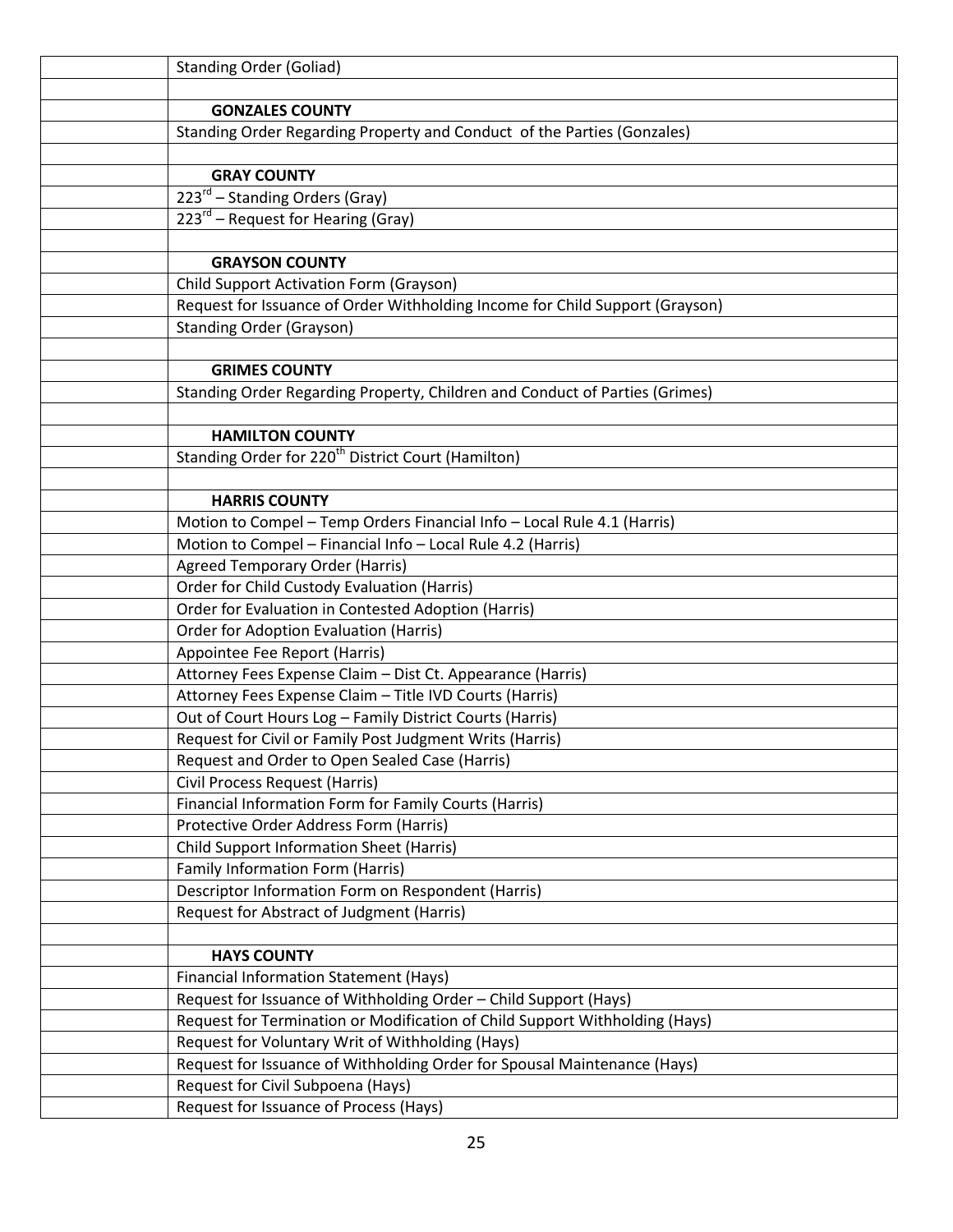| | |
|---|---|
| | Standing Order (Goliad) |
| | |
| | **GONZALES COUNTY** |
| | Standing Order Regarding Property and Conduct of the Parties (Gonzales) |
| | |
| | **GRAY COUNTY** |
| | 223[rd] – Standing Orders (Gray) |
| | 223[rd] – Request for Hearing (Gray) |
| | |
| | **GRAYSON COUNTY** |
| | Child Support Activation Form (Grayson) |
| | Request for Issuance of Order Withholding Income for Child Support (Grayson) |
| | Standing Order (Grayson) |
| | |
| | **GRIMES COUNTY** |
| | Standing Order Regarding Property, Children and Conduct of Parties (Grimes) |
| | |
| | **HAMILTON COUNTY** |
| | Standing Order for 220[th] District Court (Hamilton) |
| | |
| | **HARRIS COUNTY** |
| | Motion to Compel – Temp Orders Financial Info – Local Rule 4.1 (Harris) |
| | Motion to Compel – Financial Info – Local Rule 4.2 (Harris) |
| | Agreed Temporary Order (Harris) |
| | Order for Child Custody Evaluation (Harris) |
| | Order for Evaluation in Contested Adoption (Harris) |
| | Order for Adoption Evaluation (Harris) |
| | Appointee Fee Report (Harris) |
| | Attorney Fees Expense Claim – Dist Ct. Appearance (Harris) |
| | Attorney Fees Expense Claim – Title IVD Courts (Harris) |
| | Out of Court Hours Log – Family District Courts (Harris) |
| | Request for Civil or Family Post Judgment Writs (Harris) |
| | Request and Order to Open Sealed Case (Harris) |
| | Civil Process Request (Harris) |
| | Financial Information Form for Family Courts (Harris) |
| | Protective Order Address Form (Harris) |
| | Child Support Information Sheet (Harris) |
| | Family Information Form (Harris) |
| | Descriptor Information Form on Respondent (Harris) |
| | Request for Abstract of Judgment (Harris) |
| | |
| | **HAYS COUNTY** |
| | Financial Information Statement (Hays) |
| | Request for Issuance of Withholding Order – Child Support (Hays) |
| | Request for Termination or Modification of Child Support Withholding (Hays) |
| | Request for Voluntary Writ of Withholding (Hays) |
| | Request for Issuance of Withholding Order for Spousal Maintenance (Hays) |
| | Request for Civil Subpoena (Hays) |
| | Request for Issuance of Process (Hays) |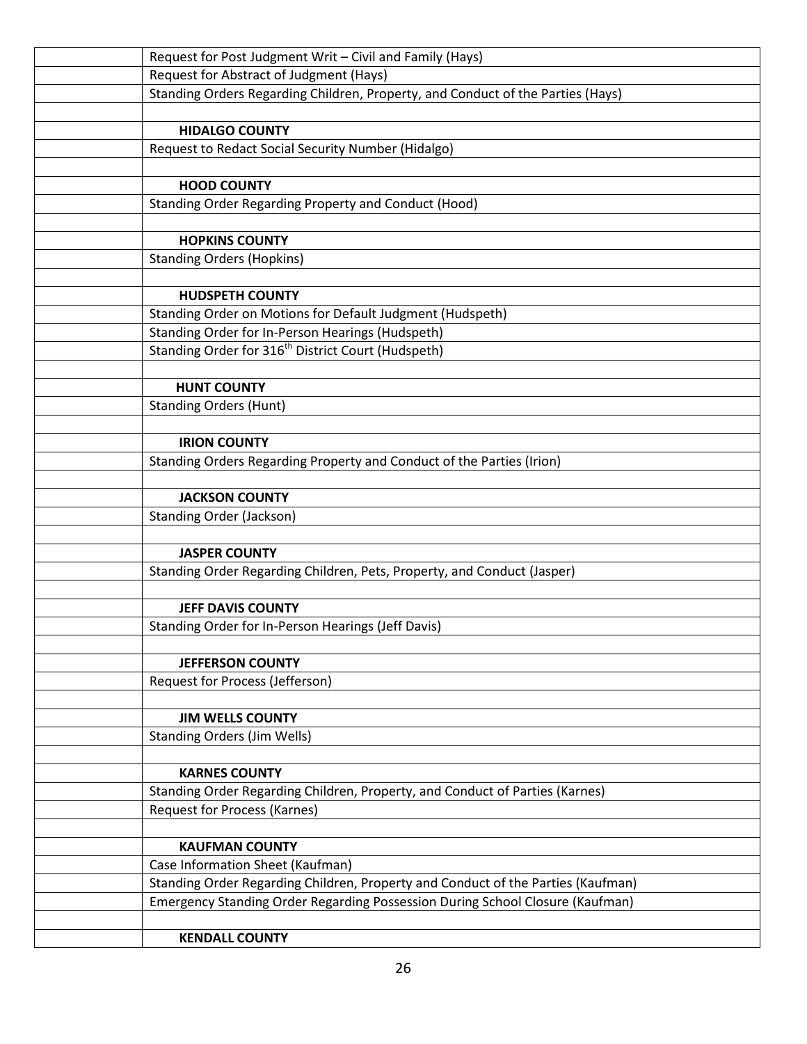| | |
|---|---|
| | Request for Post Judgment Writ – Civil and Family (Hays) |
| | Request for Abstract of Judgment (Hays) |
| | Standing Orders Regarding Children, Property, and Conduct of the Parties (Hays) |
| | |
| | **HIDALGO COUNTY** |
| | Request to Redact Social Security Number (Hidalgo) |
| | |
| | **HOOD COUNTY** |
| | Standing Order Regarding Property and Conduct (Hood) |
| | |
| | **HOPKINS COUNTY** |
| | Standing Orders (Hopkins) |
| | |
| | **HUDSPETH COUNTY** |
| | Standing Order on Motions for Default Judgment (Hudspeth) |
| | Standing Order for In-Person Hearings (Hudspeth) |
| | Standing Order for 316th District Court (Hudspeth) |
| | |
| | **HUNT COUNTY** |
| | Standing Orders (Hunt) |
| | |
| | **IRION COUNTY** |
| | Standing Orders Regarding Property and Conduct of the Parties (Irion) |
| | |
| | **JACKSON COUNTY** |
| | Standing Order (Jackson) |
| | |
| | **JASPER COUNTY** |
| | Standing Order Regarding Children, Pets, Property, and Conduct (Jasper) |
| | |
| | **JEFF DAVIS COUNTY** |
| | Standing Order for In-Person Hearings (Jeff Davis) |
| | |
| | **JEFFERSON COUNTY** |
| | Request for Process (Jefferson) |
| | |
| | **JIM WELLS COUNTY** |
| | Standing Orders (Jim Wells) |
| | |
| | **KARNES COUNTY** |
| | Standing Order Regarding Children, Property, and Conduct of Parties (Karnes) |
| | Request for Process (Karnes) |
| | |
| | **KAUFMAN COUNTY** |
| | Case Information Sheet (Kaufman) |
| | Standing Order Regarding Children, Property and Conduct of the Parties (Kaufman) |
| | Emergency Standing Order Regarding Possession During School Closure (Kaufman) |
| | |
| | **KENDALL COUNTY** |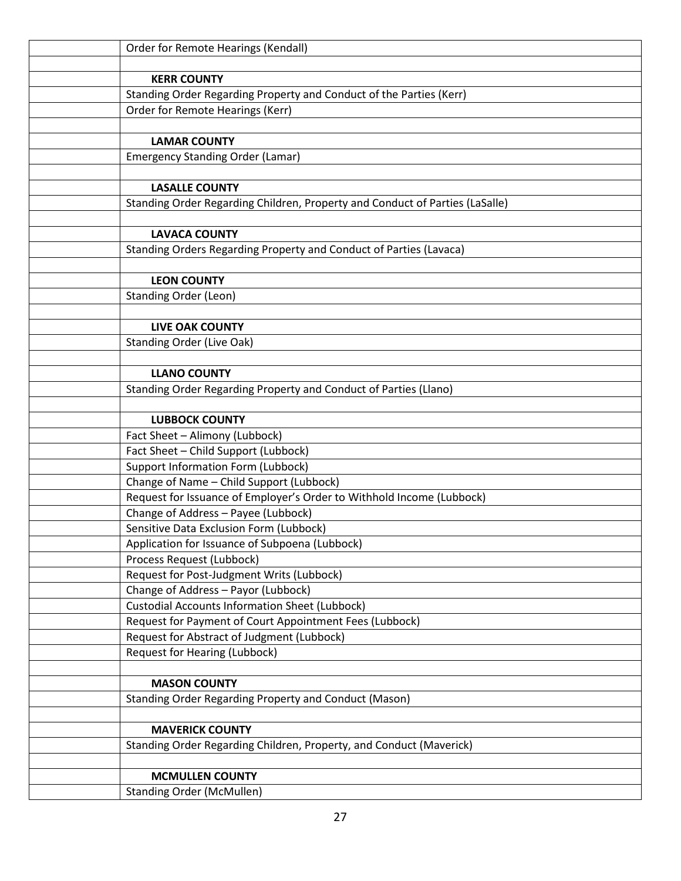| | |
|---|---|
| | Order for Remote Hearings (Kendall) |
| | |
| | **KERR COUNTY** |
| | Standing Order Regarding Property and Conduct of the Parties (Kerr) |
| | Order for Remote Hearings (Kerr) |
| | |
| | **LAMAR COUNTY** |
| | Emergency Standing Order (Lamar) |
| | |
| | **LASALLE COUNTY** |
| | Standing Order Regarding Children, Property and Conduct of Parties (LaSalle) |
| | |
| | **LAVACA COUNTY** |
| | Standing Orders Regarding Property and Conduct of Parties (Lavaca) |
| | |
| | **LEON COUNTY** |
| | Standing Order (Leon) |
| | |
| | **LIVE OAK COUNTY** |
| | Standing Order (Live Oak) |
| | |
| | **LLANO COUNTY** |
| | Standing Order Regarding Property and Conduct of Parties (Llano) |
| | |
| | **LUBBOCK COUNTY** |
| | Fact Sheet – Alimony (Lubbock) |
| | Fact Sheet – Child Support (Lubbock) |
| | Support Information Form (Lubbock) |
| | Change of Name – Child Support (Lubbock) |
| | Request for Issuance of Employer's Order to Withhold Income (Lubbock) |
| | Change of Address – Payee (Lubbock) |
| | Sensitive Data Exclusion Form (Lubbock) |
| | Application for Issuance of Subpoena (Lubbock) |
| | Process Request (Lubbock) |
| | Request for Post-Judgment Writs (Lubbock) |
| | Change of Address – Payor (Lubbock) |
| | Custodial Accounts Information Sheet (Lubbock) |
| | Request for Payment of Court Appointment Fees (Lubbock) |
| | Request for Abstract of Judgment (Lubbock) |
| | Request for Hearing (Lubbock) |
| | |
| | **MASON COUNTY** |
| | Standing Order Regarding Property and Conduct (Mason) |
| | |
| | **MAVERICK COUNTY** |
| | Standing Order Regarding Children, Property, and Conduct (Maverick) |
| | |
| | **MCMULLEN COUNTY** |
| | Standing Order (McMullen) |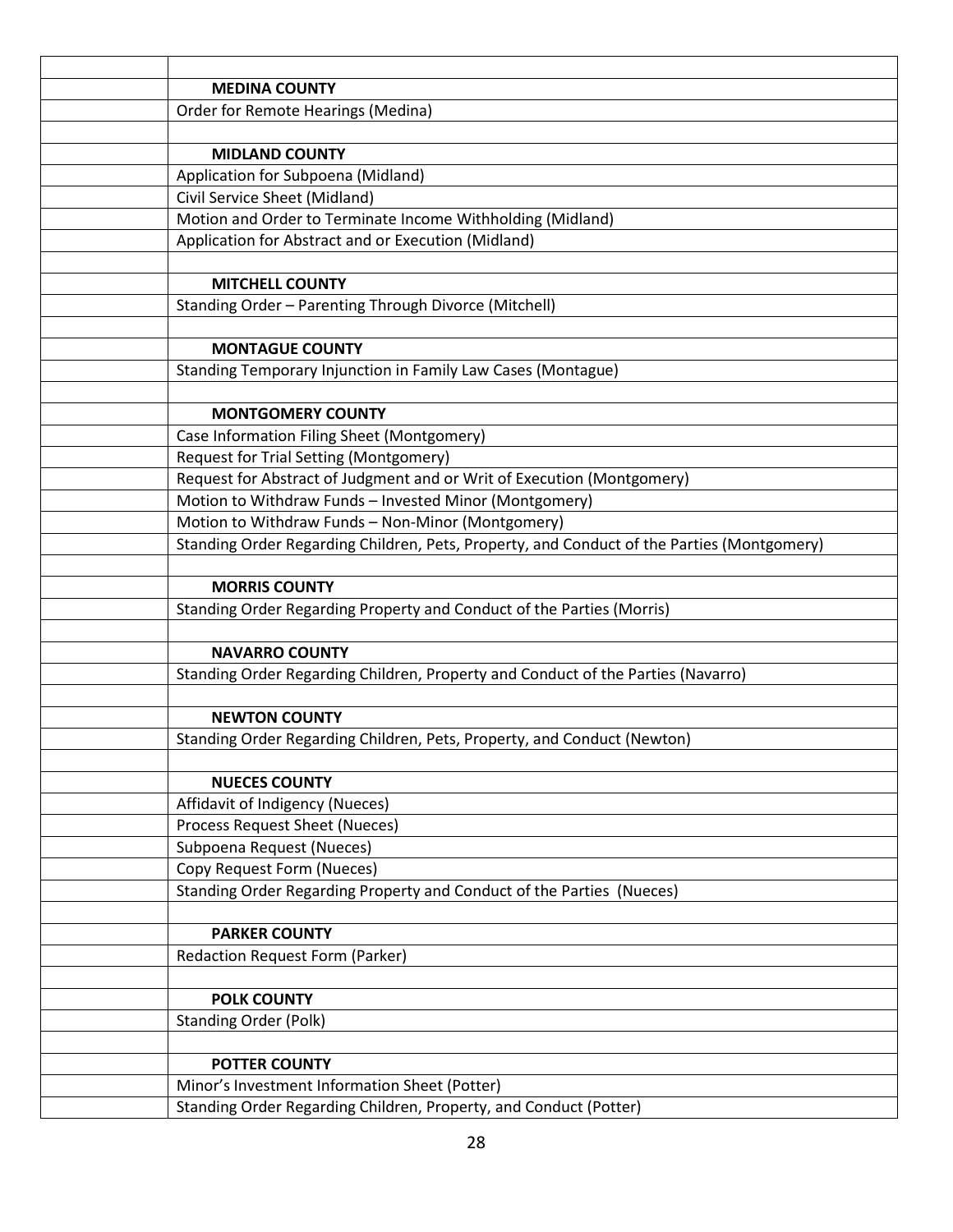| | |
|---|---|
| | |
| | **MEDINA COUNTY** |
| | Order for Remote Hearings (Medina) |
| | |
| | **MIDLAND COUNTY** |
| | Application for Subpoena (Midland) |
| | Civil Service Sheet (Midland) |
| | Motion and Order to Terminate Income Withholding (Midland) |
| | Application for Abstract and or Execution (Midland) |
| | |
| | **MITCHELL COUNTY** |
| | Standing Order – Parenting Through Divorce (Mitchell) |
| | |
| | **MONTAGUE COUNTY** |
| | Standing Temporary Injunction in Family Law Cases (Montague) |
| | |
| | **MONTGOMERY COUNTY** |
| | Case Information Filing Sheet (Montgomery) |
| | Request for Trial Setting (Montgomery) |
| | Request for Abstract of Judgment and or Writ of Execution (Montgomery) |
| | Motion to Withdraw Funds – Invested Minor (Montgomery) |
| | Motion to Withdraw Funds – Non-Minor (Montgomery) |
| | Standing Order Regarding Children, Pets, Property, and Conduct of the Parties (Montgomery) |
| | |
| | **MORRIS COUNTY** |
| | Standing Order Regarding Property and Conduct of the Parties (Morris) |
| | |
| | **NAVARRO COUNTY** |
| | Standing Order Regarding Children, Property and Conduct of the Parties (Navarro) |
| | |
| | **NEWTON COUNTY** |
| | Standing Order Regarding Children, Pets, Property, and Conduct (Newton) |
| | |
| | **NUECES COUNTY** |
| | Affidavit of Indigency (Nueces) |
| | Process Request Sheet (Nueces) |
| | Subpoena Request (Nueces) |
| | Copy Request Form (Nueces) |
| | Standing Order Regarding Property and Conduct of the Parties (Nueces) |
| | |
| | **PARKER COUNTY** |
| | Redaction Request Form (Parker) |
| | |
| | **POLK COUNTY** |
| | Standing Order (Polk) |
| | |
| | **POTTER COUNTY** |
| | Minor's Investment Information Sheet (Potter) |
| | Standing Order Regarding Children, Property, and Conduct (Potter) |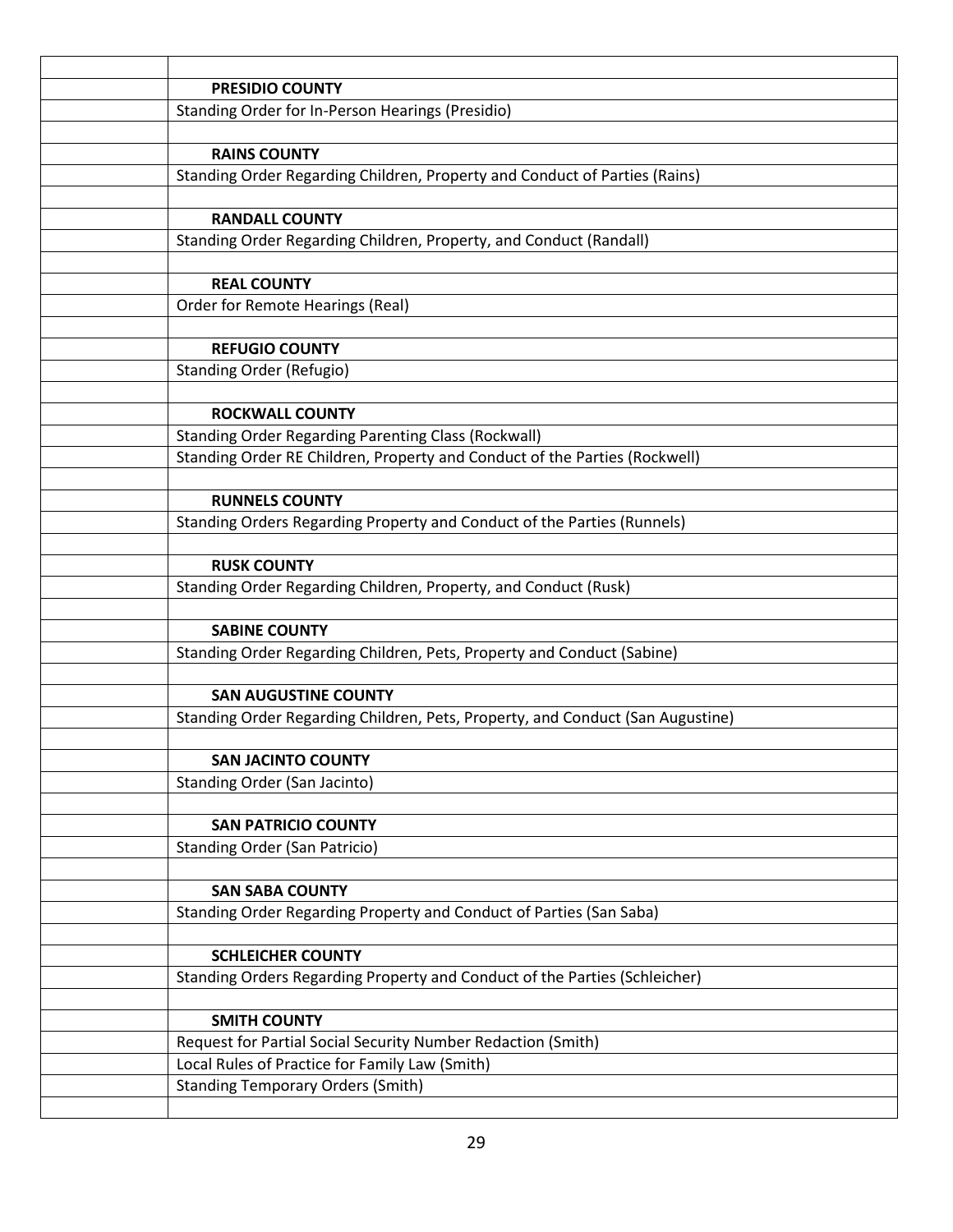| | |
|---|---|
| | **PRESIDIO COUNTY** |
| | Standing Order for In-Person Hearings (Presidio) |
| | |
| | **RAINS COUNTY** |
| | Standing Order Regarding Children, Property and Conduct of Parties (Rains) |
| | |
| | **RANDALL COUNTY** |
| | Standing Order Regarding Children, Property, and Conduct (Randall) |
| | |
| | **REAL COUNTY** |
| | Order for Remote Hearings (Real) |
| | |
| | **REFUGIO COUNTY** |
| | Standing Order (Refugio) |
| | |
| | **ROCKWALL COUNTY** |
| | Standing Order Regarding Parenting Class (Rockwall) |
| | Standing Order RE Children, Property and Conduct of the Parties (Rockwell) |
| | |
| | **RUNNELS COUNTY** |
| | Standing Orders Regarding Property and Conduct of the Parties (Runnels) |
| | |
| | **RUSK COUNTY** |
| | Standing Order Regarding Children, Property, and Conduct (Rusk) |
| | |
| | **SABINE COUNTY** |
| | Standing Order Regarding Children, Pets, Property and Conduct (Sabine) |
| | |
| | **SAN AUGUSTINE COUNTY** |
| | Standing Order Regarding Children, Pets, Property, and Conduct (San Augustine) |
| | |
| | **SAN JACINTO COUNTY** |
| | Standing Order (San Jacinto) |
| | |
| | **SAN PATRICIO COUNTY** |
| | Standing Order (San Patricio) |
| | |
| | **SAN SABA COUNTY** |
| | Standing Order Regarding Property and Conduct of Parties (San Saba) |
| | |
| | **SCHLEICHER COUNTY** |
| | Standing Orders Regarding Property and Conduct of the Parties (Schleicher) |
| | |
| | **SMITH COUNTY** |
| | Request for Partial Social Security Number Redaction (Smith) |
| | Local Rules of Practice for Family Law (Smith) |
| | Standing Temporary Orders (Smith) |
| | |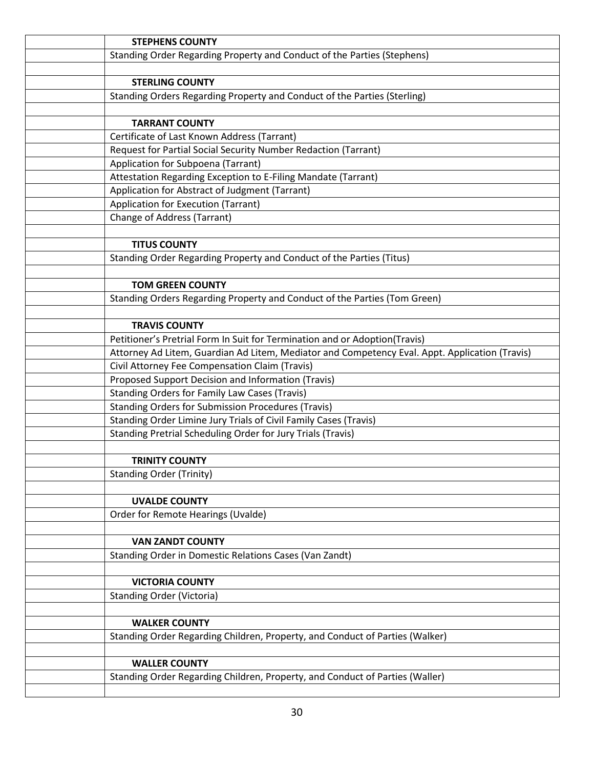| | |
|---|---|
| | **STEPHENS COUNTY** |
| | Standing Order Regarding Property and Conduct of the Parties (Stephens) |
| | |
| | **STERLING COUNTY** |
| | Standing Orders Regarding Property and Conduct of the Parties (Sterling) |
| | |
| | **TARRANT COUNTY** |
| | Certificate of Last Known Address (Tarrant) |
| | Request for Partial Social Security Number Redaction (Tarrant) |
| | Application for Subpoena (Tarrant) |
| | Attestation Regarding Exception to E-Filing Mandate (Tarrant) |
| | Application for Abstract of Judgment (Tarrant) |
| | Application for Execution (Tarrant) |
| | Change of Address (Tarrant) |
| | |
| | **TITUS COUNTY** |
| | Standing Order Regarding Property and Conduct of the Parties (Titus) |
| | |
| | **TOM GREEN COUNTY** |
| | Standing Orders Regarding Property and Conduct of the Parties (Tom Green) |
| | |
| | **TRAVIS COUNTY** |
| | Petitioner's Pretrial Form In Suit for Termination and or Adoption(Travis) |
| | Attorney Ad Litem, Guardian Ad Litem, Mediator and Competency Eval. Appt. Application (Travis) |
| | Civil Attorney Fee Compensation Claim (Travis) |
| | Proposed Support Decision and Information (Travis) |
| | Standing Orders for Family Law Cases (Travis) |
| | Standing Orders for Submission Procedures (Travis) |
| | Standing Order Limine Jury Trials of Civil Family Cases (Travis) |
| | Standing Pretrial Scheduling Order for Jury Trials (Travis) |
| | |
| | **TRINITY COUNTY** |
| | Standing Order (Trinity) |
| | |
| | **UVALDE COUNTY** |
| | Order for Remote Hearings (Uvalde) |
| | |
| | **VAN ZANDT COUNTY** |
| | Standing Order in Domestic Relations Cases (Van Zandt) |
| | |
| | **VICTORIA COUNTY** |
| | Standing Order (Victoria) |
| | |
| | **WALKER COUNTY** |
| | Standing Order Regarding Children, Property, and Conduct of Parties (Walker) |
| | |
| | **WALLER COUNTY** |
| | Standing Order Regarding Children, Property, and Conduct of Parties (Waller) |
| | |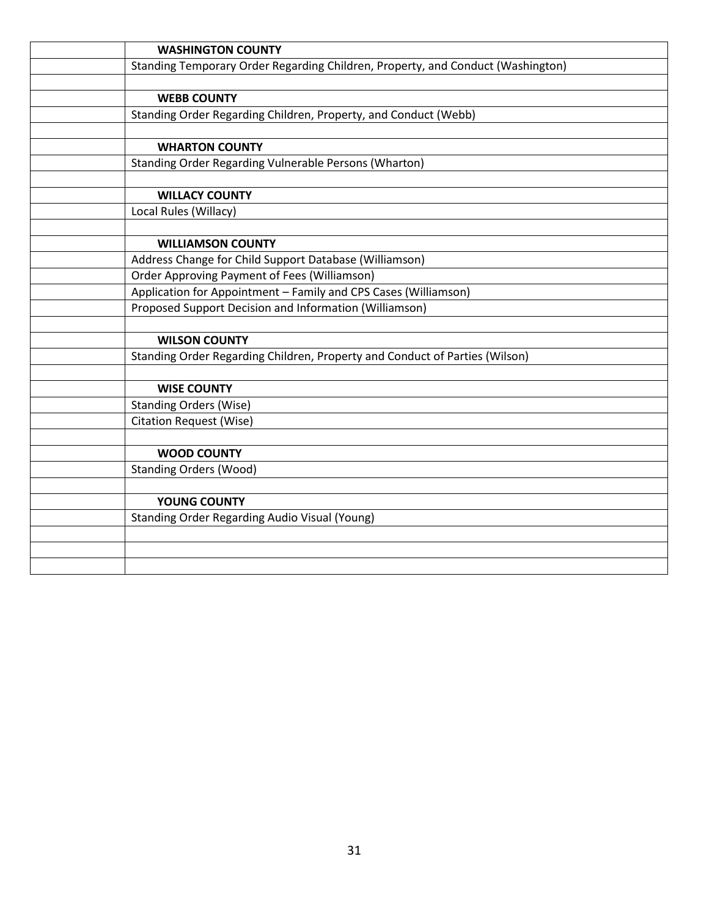| | |
|---|---|
| | **WASHINGTON COUNTY** |
| | Standing Temporary Order Regarding Children, Property, and Conduct (Washington) |
| | |
| | **WEBB COUNTY** |
| | Standing Order Regarding Children, Property, and Conduct (Webb) |
| | |
| | **WHARTON COUNTY** |
| | Standing Order Regarding Vulnerable Persons (Wharton) |
| | |
| | **WILLACY COUNTY** |
| | Local Rules (Willacy) |
| | |
| | **WILLIAMSON COUNTY** |
| | Address Change for Child Support Database (Williamson) |
| | Order Approving Payment of Fees (Williamson) |
| | Application for Appointment – Family and CPS Cases (Williamson) |
| | Proposed Support Decision and Information (Williamson) |
| | |
| | **WILSON COUNTY** |
| | Standing Order Regarding Children, Property and Conduct of Parties (Wilson) |
| | |
| | **WISE COUNTY** |
| | Standing Orders (Wise) |
| | Citation Request (Wise) |
| | |
| | **WOOD COUNTY** |
| | Standing Orders (Wood) |
| | |
| | **YOUNG COUNTY** |
| | Standing Order Regarding Audio Visual (Young) |
| | |
| | |
| | |